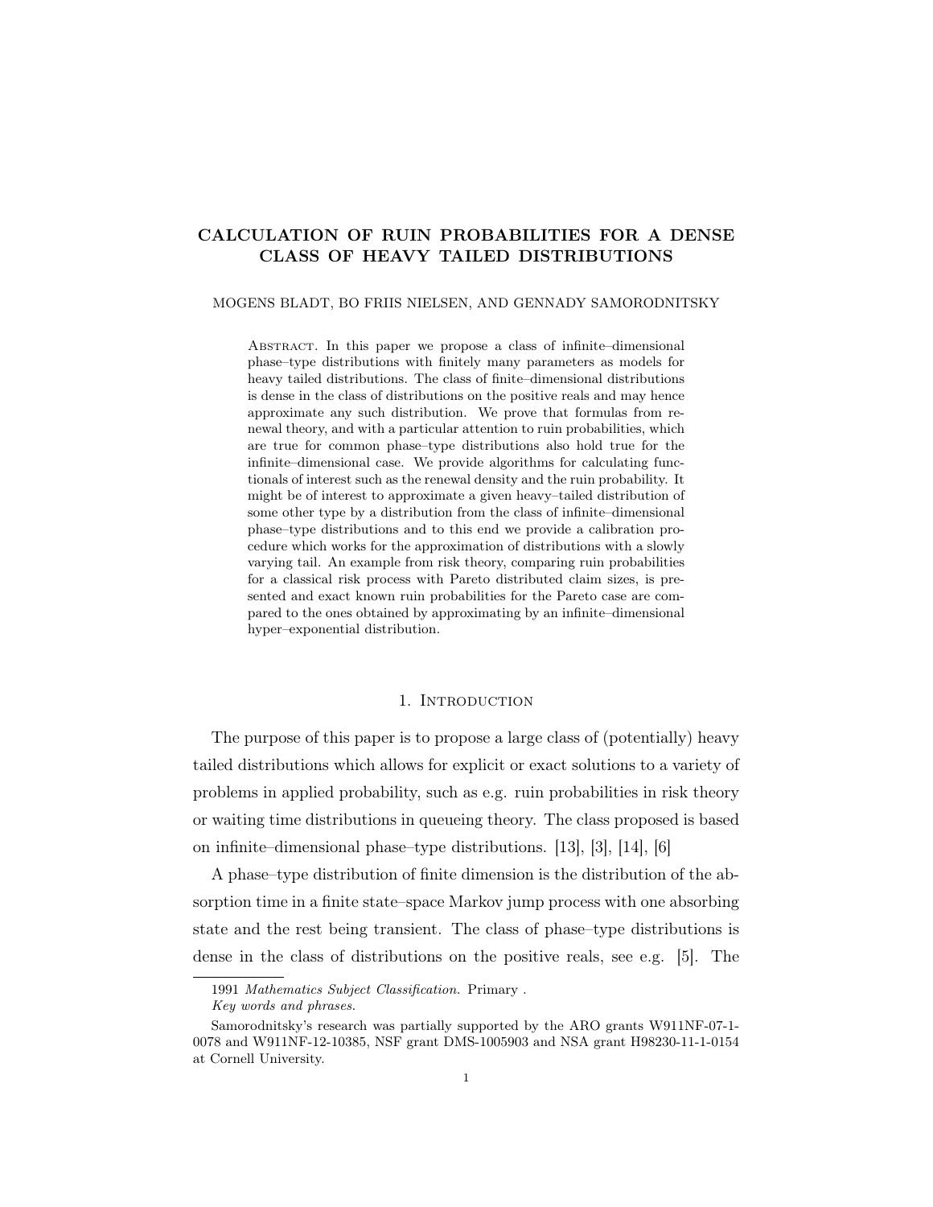# CALCULATION OF RUIN PROBABILITIES FOR A DENSE CLASS OF HEAVY TAILED DISTRIBUTIONS

MOGENS BLADT, BO FRIIS NIELSEN, AND GENNADY SAMORODNITSKY

Abstract. In this paper we propose a class of infinite–dimensional phase–type distributions with finitely many parameters as models for heavy tailed distributions. The class of finite–dimensional distributions is dense in the class of distributions on the positive reals and may hence approximate any such distribution. We prove that formulas from renewal theory, and with a particular attention to ruin probabilities, which are true for common phase–type distributions also hold true for the infinite–dimensional case. We provide algorithms for calculating functionals of interest such as the renewal density and the ruin probability. It might be of interest to approximate a given heavy–tailed distribution of some other type by a distribution from the class of infinite–dimensional phase–type distributions and to this end we provide a calibration procedure which works for the approximation of distributions with a slowly varying tail. An example from risk theory, comparing ruin probabilities for a classical risk process with Pareto distributed claim sizes, is presented and exact known ruin probabilities for the Pareto case are compared to the ones obtained by approximating by an infinite–dimensional hyper–exponential distribution.

## 1. Introduction

The purpose of this paper is to propose a large class of (potentially) heavy tailed distributions which allows for explicit or exact solutions to a variety of problems in applied probability, such as e.g. ruin probabilities in risk theory or waiting time distributions in queueing theory. The class proposed is based on infinite–dimensional phase–type distributions. [13], [3], [14], [6]

A phase–type distribution of finite dimension is the distribution of the absorption time in a finite state–space Markov jump process with one absorbing state and the rest being transient. The class of phase–type distributions is dense in the class of distributions on the positive reals, see e.g. [5]. The

1991 *Mathematics Subject Classification.* Primary .

*Key words and phrases.*

Samorodnitsky's research was partially supported by the ARO grants W911NF-07-1-0078 and W911NF-12-10385, NSF grant DMS-1005903 and NSA grant H98230-11-1-0154 at Cornell University.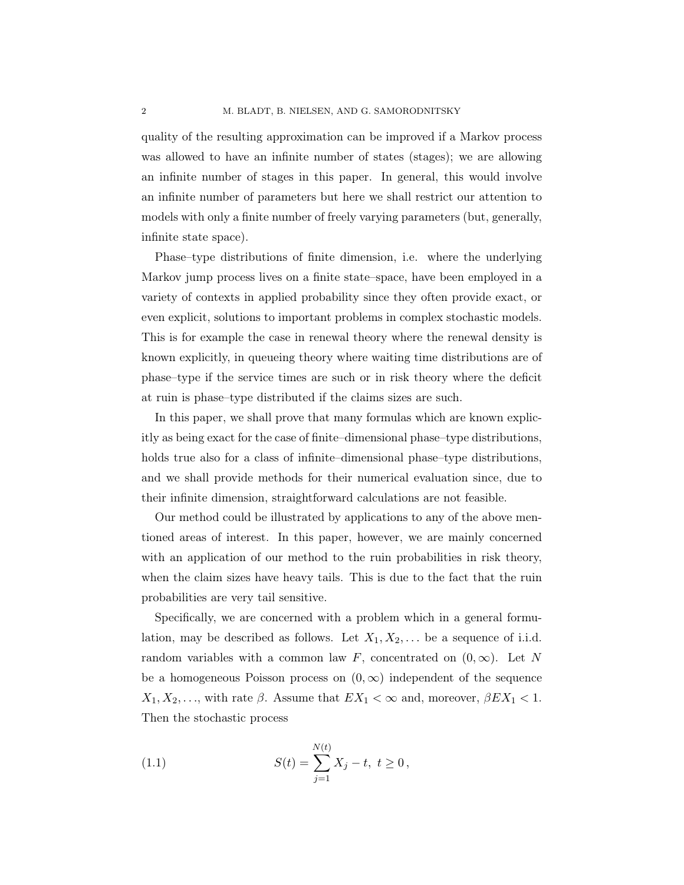quality of the resulting approximation can be improved if a Markov process was allowed to have an infinite number of states (stages); we are allowing an infinite number of stages in this paper. In general, this would involve an infinite number of parameters but here we shall restrict our attention to models with only a finite number of freely varying parameters (but, generally, infinite state space).

Phase–type distributions of finite dimension, i.e. where the underlying Markov jump process lives on a finite state–space, have been employed in a variety of contexts in applied probability since they often provide exact, or even explicit, solutions to important problems in complex stochastic models. This is for example the case in renewal theory where the renewal density is known explicitly, in queueing theory where waiting time distributions are of phase–type if the service times are such or in risk theory where the deficit at ruin is phase–type distributed if the claims sizes are such.

In this paper, we shall prove that many formulas which are known explicitly as being exact for the case of finite–dimensional phase–type distributions, holds true also for a class of infinite–dimensional phase–type distributions, and we shall provide methods for their numerical evaluation since, due to their infinite dimension, straightforward calculations are not feasible.

Our method could be illustrated by applications to any of the above mentioned areas of interest. In this paper, however, we are mainly concerned with an application of our method to the ruin probabilities in risk theory, when the claim sizes have heavy tails. This is due to the fact that the ruin probabilities are very tail sensitive.

Specifically, we are concerned with a problem which in a general formulation, may be described as follows. Let $X_1, X_2, \ldots$ be a sequence of i.i.d. random variables with a common law $F$, concentrated on $(0, \infty)$. Let $N$ be a homogeneous Poisson process on $(0, \infty)$ independent of the sequence $X_1, X_2, \ldots$, with rate $\beta$. Assume that $EX_1 < \infty$ and, moreover, $\beta EX_1 < 1$. Then the stochastic process

$$S(t) = \sum_{j=1}^{N(t)} X_j - t, \ t \geq 0 \,, \tag{1.1}$$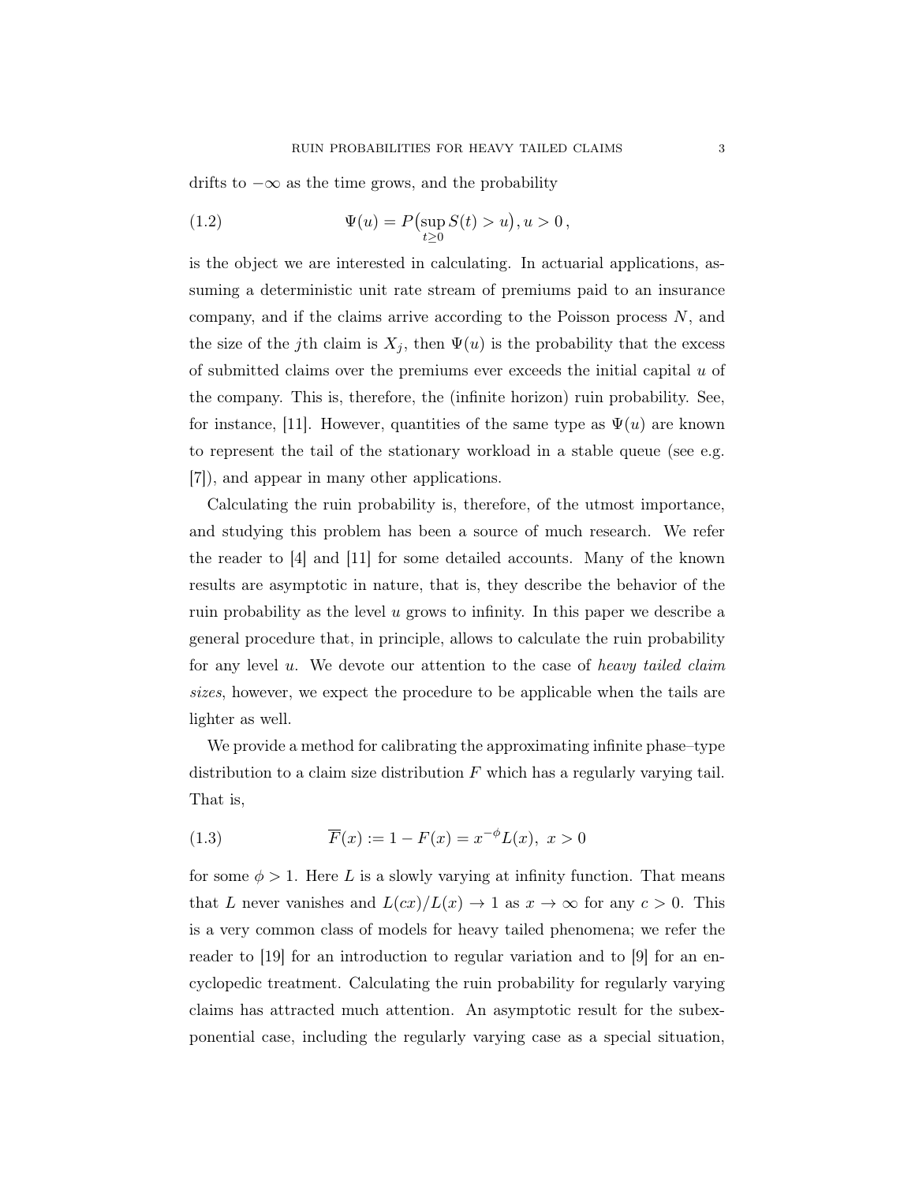drifts to $-\infty$ as the time grows, and the probability

$$\Psi(u) = P\big(\sup_{t\geq 0} S(t) > u\big), u > 0\,, \tag{1.2}$$

is the object we are interested in calculating. In actuarial applications, assuming a deterministic unit rate stream of premiums paid to an insurance company, and if the claims arrive according to the Poisson process $N$, and the size of the $j$th claim is $X_j$, then $\Psi(u)$ is the probability that the excess of submitted claims over the premiums ever exceeds the initial capital $u$ of the company. This is, therefore, the (infinite horizon) ruin probability. See, for instance, [11]. However, quantities of the same type as $\Psi(u)$ are known to represent the tail of the stationary workload in a stable queue (see e.g. [7]), and appear in many other applications.

Calculating the ruin probability is, therefore, of the utmost importance, and studying this problem has been a source of much research. We refer the reader to [4] and [11] for some detailed accounts. Many of the known results are asymptotic in nature, that is, they describe the behavior of the ruin probability as the level $u$ grows to infinity. In this paper we describe a general procedure that, in principle, allows to calculate the ruin probability for any level $u$. We devote our attention to the case of *heavy tailed claim sizes*, however, we expect the procedure to be applicable when the tails are lighter as well.

We provide a method for calibrating the approximating infinite phase–type distribution to a claim size distribution $F$ which has a regularly varying tail. That is,

$$\overline{F}(x) := 1 - F(x) = x^{-\phi} L(x),\ x > 0 \tag{1.3}$$

for some $\phi > 1$. Here $L$ is a slowly varying at infinity function. That means that $L$ never vanishes and $L(cx)/L(x) \to 1$ as $x \to \infty$ for any $c > 0$. This is a very common class of models for heavy tailed phenomena; we refer the reader to [19] for an introduction to regular variation and to [9] for an encyclopedic treatment. Calculating the ruin probability for regularly varying claims has attracted much attention. An asymptotic result for the subexponential case, including the regularly varying case as a special situation,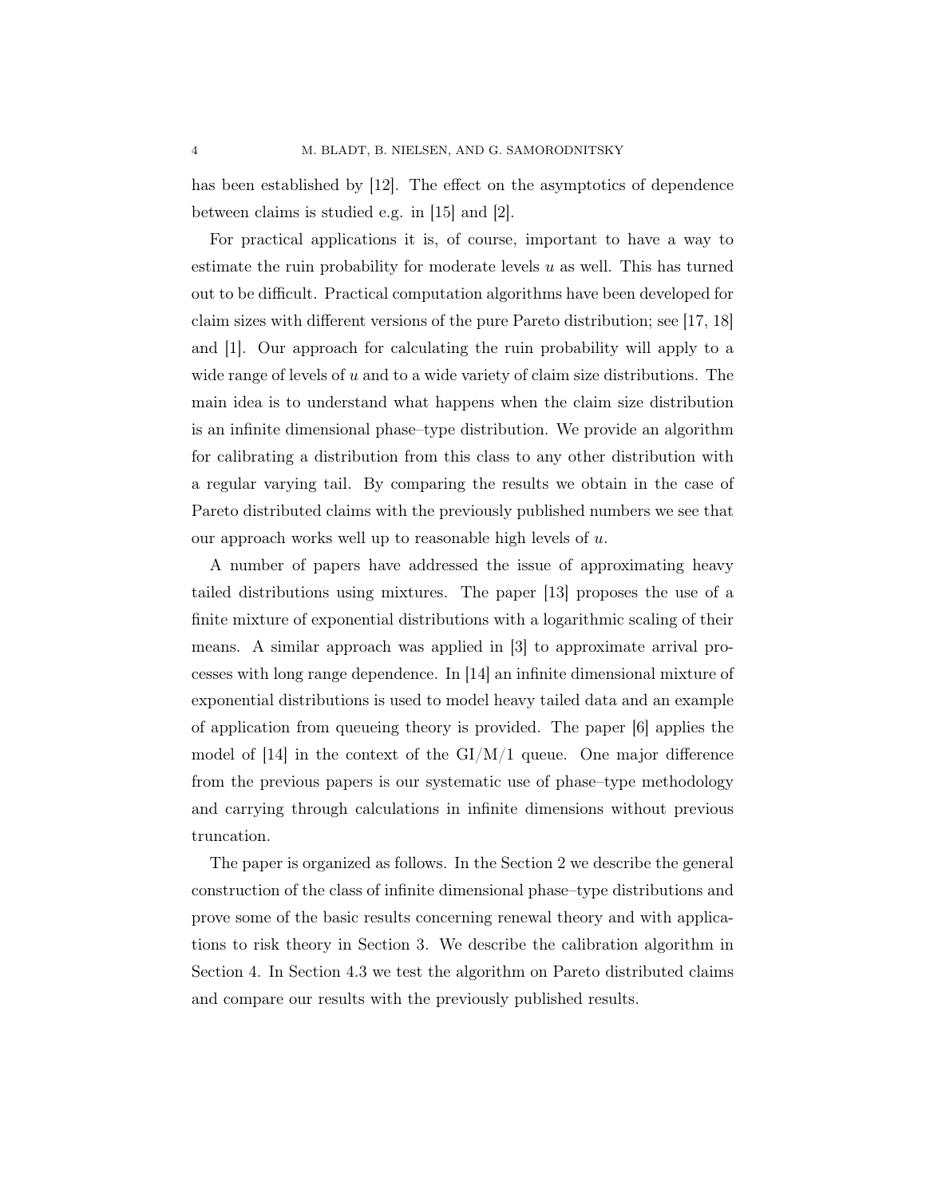has been established by [12]. The effect on the asymptotics of dependence between claims is studied e.g. in [15] and [2].

For practical applications it is, of course, important to have a way to estimate the ruin probability for moderate levels $u$ as well. This has turned out to be difficult. Practical computation algorithms have been developed for claim sizes with different versions of the pure Pareto distribution; see [17, 18] and [1]. Our approach for calculating the ruin probability will apply to a wide range of levels of $u$ and to a wide variety of claim size distributions. The main idea is to understand what happens when the claim size distribution is an infinite dimensional phase–type distribution. We provide an algorithm for calibrating a distribution from this class to any other distribution with a regular varying tail. By comparing the results we obtain in the case of Pareto distributed claims with the previously published numbers we see that our approach works well up to reasonable high levels of $u$.

A number of papers have addressed the issue of approximating heavy tailed distributions using mixtures. The paper [13] proposes the use of a finite mixture of exponential distributions with a logarithmic scaling of their means. A similar approach was applied in [3] to approximate arrival processes with long range dependence. In [14] an infinite dimensional mixture of exponential distributions is used to model heavy tailed data and an example of application from queueing theory is provided. The paper [6] applies the model of [14] in the context of the GI/M/1 queue. One major difference from the previous papers is our systematic use of phase–type methodology and carrying through calculations in infinite dimensions without previous truncation.

The paper is organized as follows. In the Section 2 we describe the general construction of the class of infinite dimensional phase–type distributions and prove some of the basic results concerning renewal theory and with applications to risk theory in Section 3. We describe the calibration algorithm in Section 4. In Section 4.3 we test the algorithm on Pareto distributed claims and compare our results with the previously published results.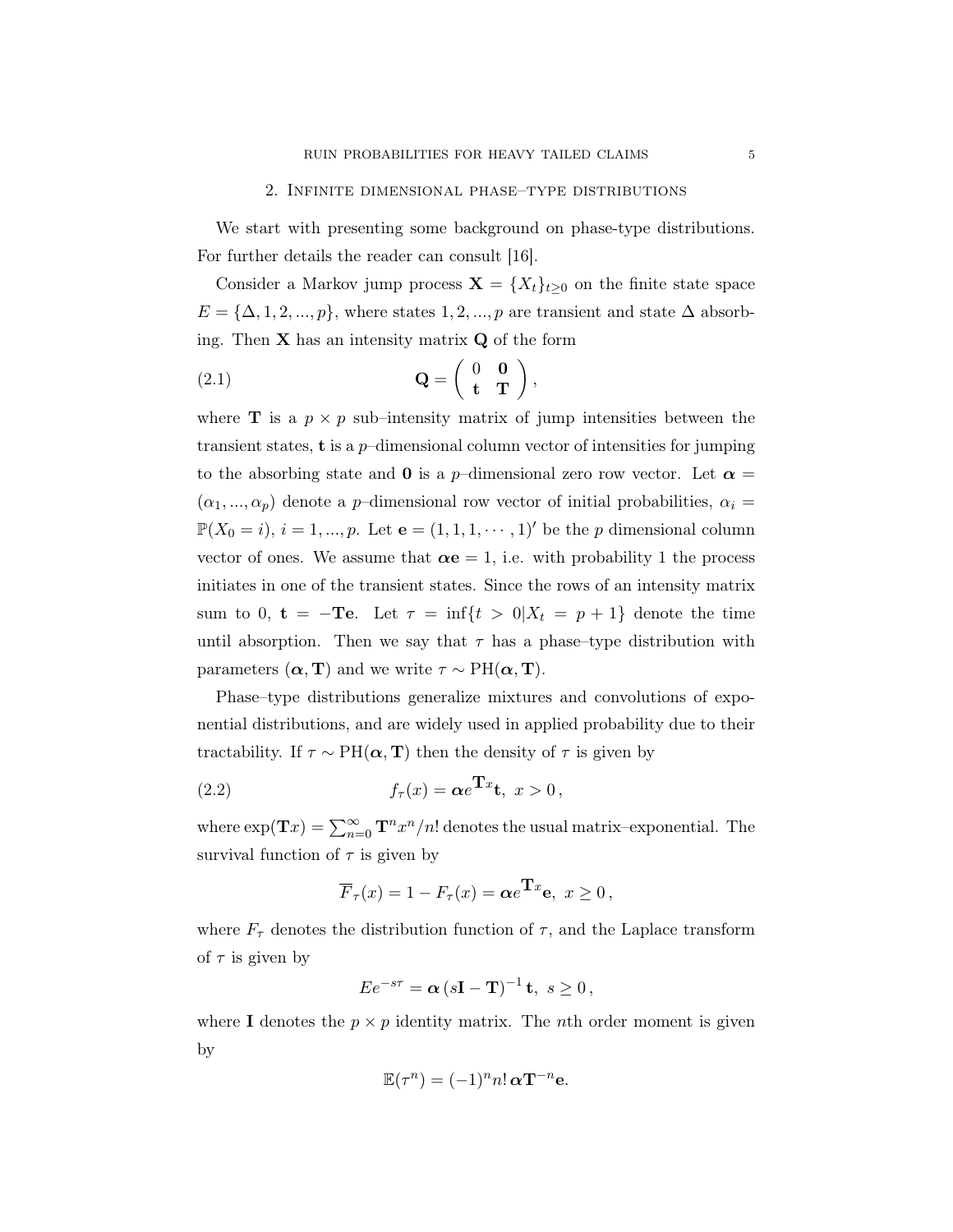## 2. Infinite dimensional phase–type distributions

We start with presenting some background on phase-type distributions. For further details the reader can consult [16].

Consider a Markov jump process $\mathbf{X} = \{X_t\}_{t\geq 0}$ on the finite state space $E = \{\Delta, 1, 2, ..., p\}$, where states $1, 2, ..., p$ are transient and state $\Delta$ absorbing. Then $\mathbf{X}$ has an intensity matrix $\mathbf{Q}$ of the form

$$\mathbf{Q} = \begin{pmatrix} 0 & \mathbf{0} \\ \mathbf{t} & \mathbf{T} \end{pmatrix}, \tag{2.1}$$

where $\mathbf{T}$ is a $p \times p$ sub–intensity matrix of jump intensities between the transient states, $\mathbf{t}$ is a $p$–dimensional column vector of intensities for jumping to the absorbing state and $\mathbf{0}$ is a $p$–dimensional zero row vector. Let $\boldsymbol{\alpha} = (\alpha_1, ..., \alpha_p)$ denote a $p$–dimensional row vector of initial probabilities, $\alpha_i = \mathbb{P}(X_0 = i)$, $i = 1, ..., p$. Let $\mathbf{e} = (1, 1, 1, \cdots, 1)'$ be the $p$ dimensional column vector of ones. We assume that $\boldsymbol{\alpha}\mathbf{e} = 1$, i.e. with probability 1 the process initiates in one of the transient states. Since the rows of an intensity matrix sum to 0, $\mathbf{t} = -\mathbf{T}\mathbf{e}$. Let $\tau = \inf\{t > 0 | X_t = p+1\}$ denote the time until absorption. Then we say that $\tau$ has a phase–type distribution with parameters $(\boldsymbol{\alpha}, \mathbf{T})$ and we write $\tau \sim \mathrm{PH}(\boldsymbol{\alpha}, \mathbf{T})$.

Phase–type distributions generalize mixtures and convolutions of exponential distributions, and are widely used in applied probability due to their tractability. If $\tau \sim \mathrm{PH}(\boldsymbol{\alpha}, \mathbf{T})$ then the density of $\tau$ is given by

$$f_\tau(x) = \boldsymbol{\alpha} e^{\mathbf{T}x}\mathbf{t}, \; x > 0\,, \tag{2.2}$$

where $\exp(\mathbf{T}x) = \sum_{n=0}^{\infty} \mathbf{T}^n x^n / n!$ denotes the usual matrix–exponential. The survival function of $\tau$ is given by

$$\overline{F}_\tau(x) = 1 - F_\tau(x) = \boldsymbol{\alpha} e^{\mathbf{T}x}\mathbf{e}, \; x \geq 0\,,$$

where $F_\tau$ denotes the distribution function of $\tau$, and the Laplace transform of $\tau$ is given by

$$Ee^{-s\tau} = \boldsymbol{\alpha}\left(s\mathbf{I} - \mathbf{T}\right)^{-1}\mathbf{t}, \; s \geq 0\,,$$

where $\mathbf{I}$ denotes the $p \times p$ identity matrix. The $n$th order moment is given by

$$\mathbb{E}(\tau^n) = (-1)^n n! \, \boldsymbol{\alpha}\mathbf{T}^{-n}\mathbf{e}.$$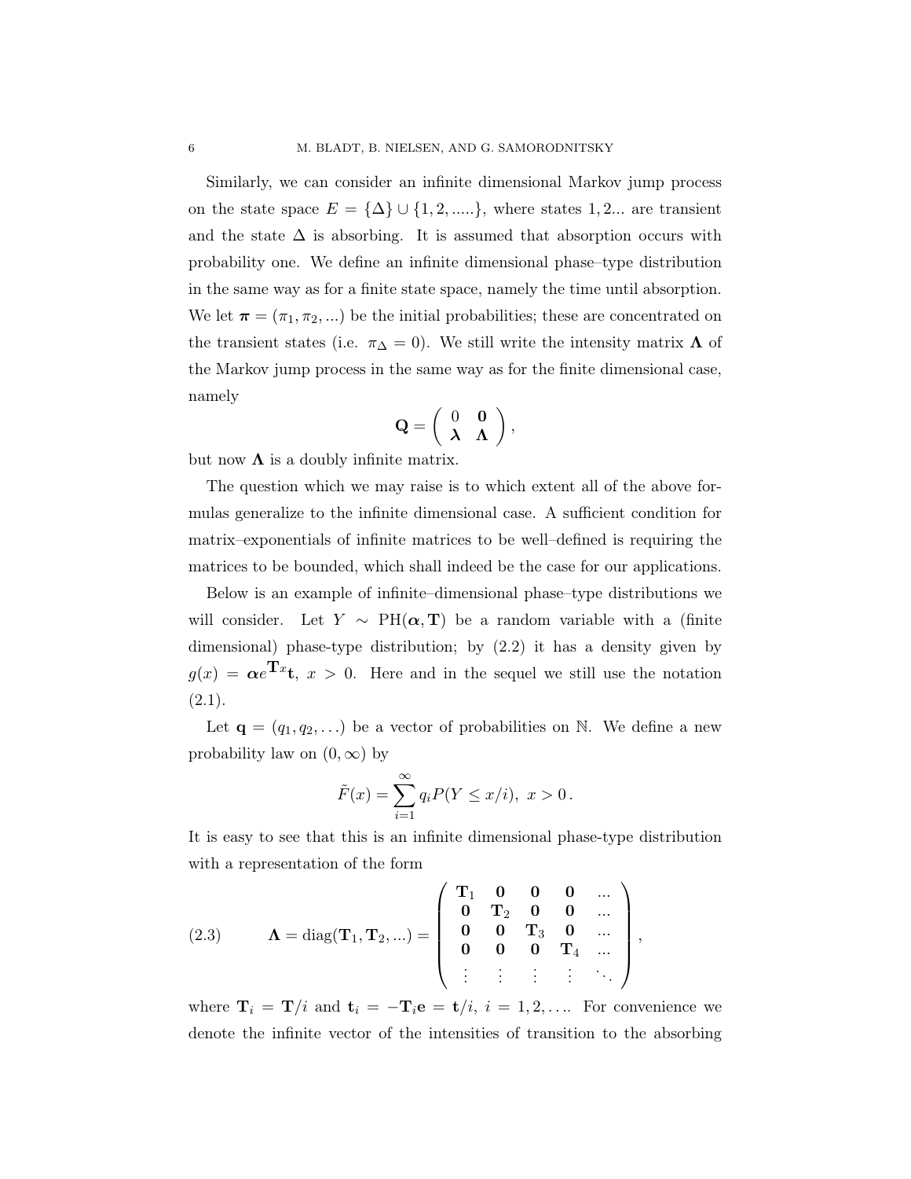Similarly, we can consider an infinite dimensional Markov jump process on the state space $E = \{\Delta\} \cup \{1, 2, .....\}$, where states $1, 2...$ are transient and the state $\Delta$ is absorbing. It is assumed that absorption occurs with probability one. We define an infinite dimensional phase–type distribution in the same way as for a finite state space, namely the time until absorption. We let $\boldsymbol{\pi} = (\pi_1, \pi_2, ...)$ be the initial probabilities; these are concentrated on the transient states (i.e. $\pi_\Delta = 0$). We still write the intensity matrix $\boldsymbol{\Lambda}$ of the Markov jump process in the same way as for the finite dimensional case, namely

$$\mathbf{Q} = \begin{pmatrix} 0 & \mathbf{0} \\ \boldsymbol{\lambda} & \boldsymbol{\Lambda} \end{pmatrix},$$

but now $\boldsymbol{\Lambda}$ is a doubly infinite matrix.

The question which we may raise is to which extent all of the above formulas generalize to the infinite dimensional case. A sufficient condition for matrix–exponentials of infinite matrices to be well–defined is requiring the matrices to be bounded, which shall indeed be the case for our applications.

Below is an example of infinite–dimensional phase–type distributions we will consider. Let $Y \sim \mathrm{PH}(\boldsymbol{\alpha}, \mathbf{T})$ be a random variable with a (finite dimensional) phase-type distribution; by (2.2) it has a density given by $g(x) = \boldsymbol{\alpha} e^{\mathbf{T}x}\mathbf{t}$, $x > 0$. Here and in the sequel we still use the notation (2.1).

Let $\mathbf{q} = (q_1, q_2, \ldots)$ be a vector of probabilities on $\mathbb{N}$. We define a new probability law on $(0, \infty)$ by

$$\tilde{F}(x) = \sum_{i=1}^{\infty} q_i P(Y \le x/i),\ x > 0\,.$$

It is easy to see that this is an infinite dimensional phase-type distribution with a representation of the form

$$\boldsymbol{\Lambda} = \mathrm{diag}(\mathbf{T}_1, \mathbf{T}_2, ...) = \begin{pmatrix} \mathbf{T}_1 & \mathbf{0} & \mathbf{0} & \mathbf{0} & ... \\ \mathbf{0} & \mathbf{T}_2 & \mathbf{0} & \mathbf{0} & ... \\ \mathbf{0} & \mathbf{0} & \mathbf{T}_3 & \mathbf{0} & ... \\ \mathbf{0} & \mathbf{0} & \mathbf{0} & \mathbf{T}_4 & ... \\ \vdots & \vdots & \vdots & \vdots & \ddots \end{pmatrix}, \tag{2.3}$$

where $\mathbf{T}_i = \mathbf{T}/i$ and $\mathbf{t}_i = -\mathbf{T}_i\mathbf{e} = \mathbf{t}/i$, $i = 1, 2, \ldots$. For convenience we denote the infinite vector of the intensities of transition to the absorbing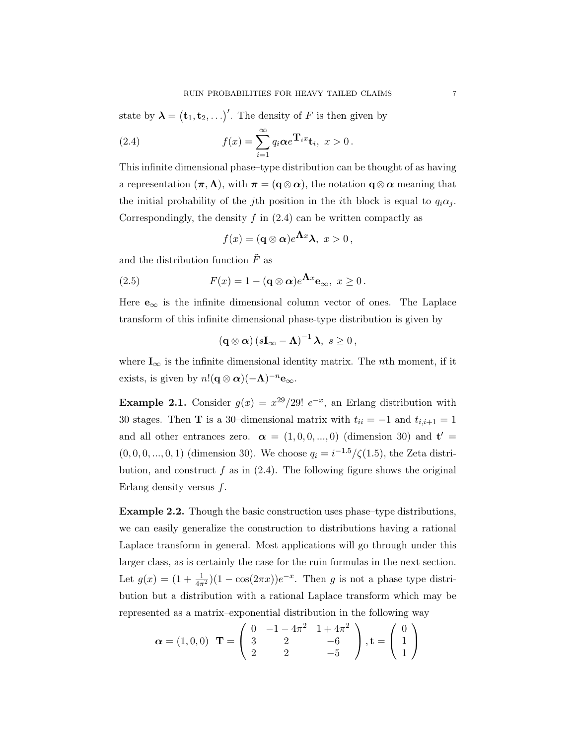state by $\boldsymbol{\lambda} = \left(\mathbf{t}_1, \mathbf{t}_2, \ldots\right)'$. The density of $F$ is then given by

$$
f(x) = \sum_{i=1}^{\infty} q_i \boldsymbol{\alpha} e^{\mathbf{T}_i x} \mathbf{t}_i, \; x > 0\,. \tag{2.4}
$$

This infinite dimensional phase–type distribution can be thought of as having a representation $(\boldsymbol{\pi}, \boldsymbol{\Lambda})$, with $\boldsymbol{\pi} = (\mathbf{q} \otimes \boldsymbol{\alpha})$, the notation $\mathbf{q} \otimes \boldsymbol{\alpha}$ meaning that the initial probability of the $j$th position in the $i$th block is equal to $q_i \alpha_j$. Correspondingly, the density $f$ in (2.4) can be written compactly as

$$
f(x) = (\mathbf{q} \otimes \boldsymbol{\alpha}) e^{\boldsymbol{\Lambda} x} \boldsymbol{\lambda}, \; x > 0\,,
$$

and the distribution function $\tilde{F}$ as

$$
F(x) = 1 - (\mathbf{q} \otimes \boldsymbol{\alpha}) e^{\boldsymbol{\Lambda} x} \mathbf{e}_{\infty}, \; x \geq 0\,. \tag{2.5}
$$

Here $\mathbf{e}_{\infty}$ is the infinite dimensional column vector of ones. The Laplace transform of this infinite dimensional phase-type distribution is given by

$$
(\mathbf{q} \otimes \boldsymbol{\alpha}) \left(s \mathbf{I}_{\infty} - \boldsymbol{\Lambda}\right)^{-1} \boldsymbol{\lambda}, \; s \geq 0\,,
$$

where $\mathbf{I}_{\infty}$ is the infinite dimensional identity matrix. The $n$th moment, if it exists, is given by $n!(\mathbf{q} \otimes \boldsymbol{\alpha})(-\boldsymbol{\Lambda})^{-n} \mathbf{e}_{\infty}$.

**Example 2.1.** Consider $g(x) = x^{29}/29!\; e^{-x}$, an Erlang distribution with 30 stages. Then $\mathbf{T}$ is a 30–dimensional matrix with $t_{ii} = -1$ and $t_{i,i+1} = 1$ and all other entrances zero. $\boldsymbol{\alpha} = (1, 0, 0, ..., 0)$ (dimension 30) and $\mathbf{t}' = (0, 0, 0, ..., 0, 1)$ (dimension 30). We choose $q_i = i^{-1.5}/\zeta(1.5)$, the Zeta distribution, and construct $f$ as in (2.4). The following figure shows the original Erlang density versus $f$.

**Example 2.2.** Though the basic construction uses phase–type distributions, we can easily generalize the construction to distributions having a rational Laplace transform in general. Most applications will go through under this larger class, as is certainly the case for the ruin formulas in the next section. Let $g(x) = (1 + \frac{1}{4\pi^2})(1 - \cos(2\pi x))e^{-x}$. Then $g$ is not a phase type distribution but a distribution with a rational Laplace transform which may be represented as a matrix–exponential distribution in the following way

$$
\boldsymbol{\alpha} = (1, 0, 0) \quad \mathbf{T} = \begin{pmatrix} 0 & -1 - 4\pi^2 & 1 + 4\pi^2 \\ 3 & 2 & -6 \\ 2 & 2 & -5 \end{pmatrix}, \mathbf{t} = \begin{pmatrix} 0 \\ 1 \\ 1 \end{pmatrix}
$$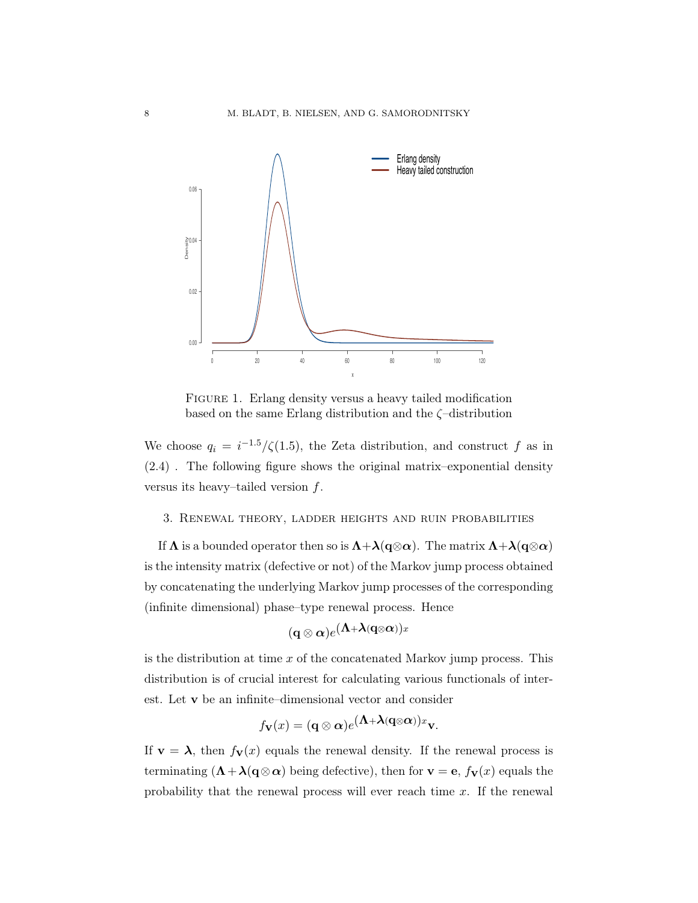FIGURE 1. Erlang density versus a heavy tailed modification based on the same Erlang distribution and the $\zeta$–distribution

We choose $q_i = i^{-1.5}/\zeta(1.5)$, the Zeta distribution, and construct $f$ as in (2.4) . The following figure shows the original matrix–exponential density versus its heavy–tailed version $f$.

## 3. Renewal theory, ladder heights and ruin probabilities

If $\boldsymbol{\Lambda}$ is a bounded operator then so is $\boldsymbol{\Lambda}+\boldsymbol{\lambda}(\mathbf{q}\otimes\boldsymbol{\alpha})$. The matrix $\boldsymbol{\Lambda}+\boldsymbol{\lambda}(\mathbf{q}\otimes\boldsymbol{\alpha})$ is the intensity matrix (defective or not) of the Markov jump process obtained by concatenating the underlying Markov jump processes of the corresponding (infinite dimensional) phase–type renewal process. Hence

$$(\mathbf{q}\otimes\boldsymbol{\alpha})e^{(\boldsymbol{\Lambda}+\boldsymbol{\lambda}(\mathbf{q}\otimes\boldsymbol{\alpha}))x}$$

is the distribution at time $x$ of the concatenated Markov jump process. This distribution is of crucial interest for calculating various functionals of interest. Let $\mathbf{v}$ be an infinite–dimensional vector and consider

$$f_{\mathbf{v}}(x) = (\mathbf{q}\otimes\boldsymbol{\alpha})e^{(\boldsymbol{\Lambda}+\boldsymbol{\lambda}(\mathbf{q}\otimes\boldsymbol{\alpha}))x}\mathbf{v}.$$

If $\mathbf{v} = \boldsymbol{\lambda}$, then $f_{\mathbf{v}}(x)$ equals the renewal density. If the renewal process is terminating ($\boldsymbol{\Lambda}+\boldsymbol{\lambda}(\mathbf{q}\otimes\boldsymbol{\alpha})$ being defective), then for $\mathbf{v} = \mathbf{e}$, $f_{\mathbf{v}}(x)$ equals the probability that the renewal process will ever reach time $x$. If the renewal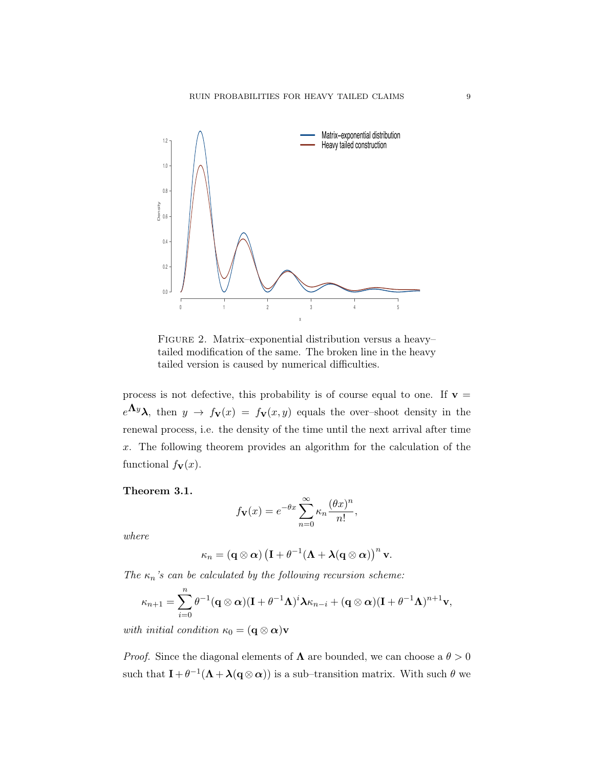FIGURE 2. Matrix–exponential distribution versus a heavy–tailed modification of the same. The broken line in the heavy tailed version is caused by numerical difficulties.

process is not defective, this probability is of course equal to one. If $\mathbf{v} = e^{\mathbf{\Lambda} y}\boldsymbol{\lambda}$, then $y \to f_{\mathbf{v}}(x) = f_{\mathbf{v}}(x,y)$ equals the over–shoot density in the renewal process, i.e. the density of the time until the next arrival after time $x$. The following theorem provides an algorithm for the calculation of the functional $f_{\mathbf{v}}(x)$.

**Theorem 3.1.**

$$f_{\mathbf{v}}(x) = e^{-\theta x} \sum_{n=0}^{\infty} \kappa_n \frac{(\theta x)^n}{n!},$$

*where*

$$\kappa_n = (\mathbf{q} \otimes \boldsymbol{\alpha}) \left( \mathbf{I} + \theta^{-1}(\mathbf{\Lambda} + \boldsymbol{\lambda}(\mathbf{q} \otimes \boldsymbol{\alpha}) \right)^n \mathbf{v}.$$

*The $\kappa_n$'s can be calculated by the following recursion scheme:*

$$\kappa_{n+1} = \sum_{i=0}^{n} \theta^{-1}(\mathbf{q} \otimes \boldsymbol{\alpha})(\mathbf{I} + \theta^{-1}\mathbf{\Lambda})^i \boldsymbol{\lambda} \kappa_{n-i} + (\mathbf{q} \otimes \boldsymbol{\alpha})(\mathbf{I} + \theta^{-1}\mathbf{\Lambda})^{n+1}\mathbf{v},$$

*with initial condition $\kappa_0 = (\mathbf{q} \otimes \boldsymbol{\alpha})\mathbf{v}$*

*Proof.* Since the diagonal elements of $\mathbf{\Lambda}$ are bounded, we can choose a $\theta > 0$ such that $\mathbf{I} + \theta^{-1}(\mathbf{\Lambda} + \boldsymbol{\lambda}(\mathbf{q} \otimes \boldsymbol{\alpha}))$ is a sub–transition matrix. With such $\theta$ we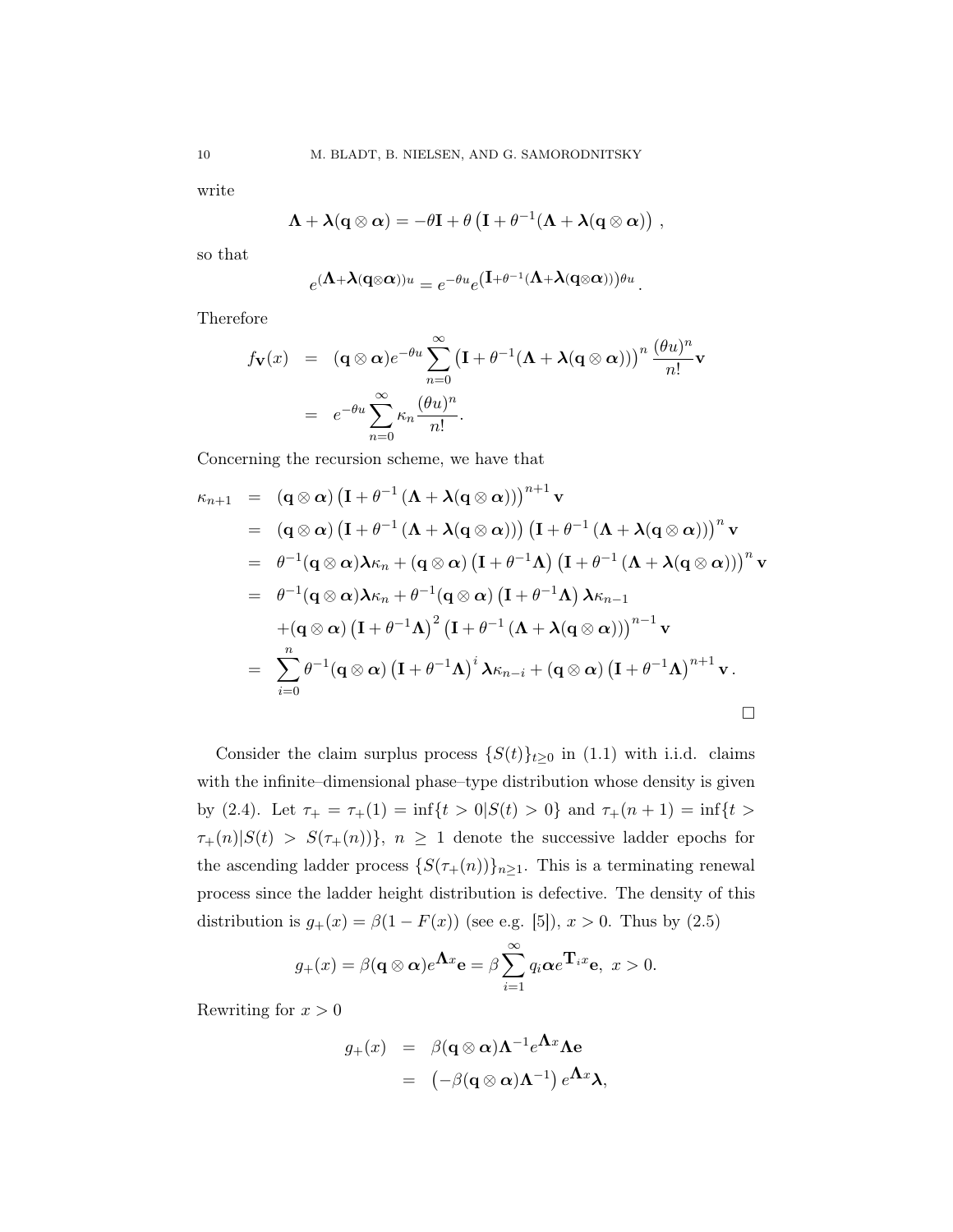write

$$\boldsymbol{\Lambda} + \boldsymbol{\lambda}(\mathbf{q}\otimes\boldsymbol{\alpha}) = -\theta\mathbf{I} + \theta\left(\mathbf{I} + \theta^{-1}(\boldsymbol{\Lambda} + \boldsymbol{\lambda}(\mathbf{q}\otimes\boldsymbol{\alpha})\right),$$

so that

$$e^{(\boldsymbol{\Lambda}+\boldsymbol{\lambda}(\mathbf{q}\otimes\boldsymbol{\alpha}))u} = e^{-\theta u}e^{(\mathbf{I}+\theta^{-1}(\boldsymbol{\Lambda}+\boldsymbol{\lambda}(\mathbf{q}\otimes\boldsymbol{\alpha})))\theta u}.$$

Therefore

$$\begin{aligned}
f_{\mathbf{V}}(x) &= (\mathbf{q}\otimes\boldsymbol{\alpha})e^{-\theta u}\sum_{n=0}^{\infty}\left(\mathbf{I}+\theta^{-1}(\boldsymbol{\Lambda}+\boldsymbol{\lambda}(\mathbf{q}\otimes\boldsymbol{\alpha}))\right)^n\frac{(\theta u)^n}{n!}\mathbf{v} \\
&= e^{-\theta u}\sum_{n=0}^{\infty}\kappa_n\frac{(\theta u)^n}{n!}.
\end{aligned}$$

Concerning the recursion scheme, we have that

$$\begin{aligned}
\kappa_{n+1} &= (\mathbf{q}\otimes\boldsymbol{\alpha})\left(\mathbf{I}+\theta^{-1}\left(\boldsymbol{\Lambda}+\boldsymbol{\lambda}(\mathbf{q}\otimes\boldsymbol{\alpha})\right)\right)^{n+1}\mathbf{v} \\
&= (\mathbf{q}\otimes\boldsymbol{\alpha})\left(\mathbf{I}+\theta^{-1}\left(\boldsymbol{\Lambda}+\boldsymbol{\lambda}(\mathbf{q}\otimes\boldsymbol{\alpha})\right)\right)\left(\mathbf{I}+\theta^{-1}\left(\boldsymbol{\Lambda}+\boldsymbol{\lambda}(\mathbf{q}\otimes\boldsymbol{\alpha})\right)\right)^{n}\mathbf{v} \\
&= \theta^{-1}(\mathbf{q}\otimes\boldsymbol{\alpha})\boldsymbol{\lambda}\kappa_n + (\mathbf{q}\otimes\boldsymbol{\alpha})\left(\mathbf{I}+\theta^{-1}\boldsymbol{\Lambda}\right)\left(\mathbf{I}+\theta^{-1}\left(\boldsymbol{\Lambda}+\boldsymbol{\lambda}(\mathbf{q}\otimes\boldsymbol{\alpha})\right)\right)^{n}\mathbf{v} \\
&= \theta^{-1}(\mathbf{q}\otimes\boldsymbol{\alpha})\boldsymbol{\lambda}\kappa_n + \theta^{-1}(\mathbf{q}\otimes\boldsymbol{\alpha})\left(\mathbf{I}+\theta^{-1}\boldsymbol{\Lambda}\right)\boldsymbol{\lambda}\kappa_{n-1} \\
&\quad + (\mathbf{q}\otimes\boldsymbol{\alpha})\left(\mathbf{I}+\theta^{-1}\boldsymbol{\Lambda}\right)^2\left(\mathbf{I}+\theta^{-1}\left(\boldsymbol{\Lambda}+\boldsymbol{\lambda}(\mathbf{q}\otimes\boldsymbol{\alpha})\right)\right)^{n-1}\mathbf{v} \\
&= \sum_{i=0}^{n}\theta^{-1}(\mathbf{q}\otimes\boldsymbol{\alpha})\left(\mathbf{I}+\theta^{-1}\boldsymbol{\Lambda}\right)^i\boldsymbol{\lambda}\kappa_{n-i} + (\mathbf{q}\otimes\boldsymbol{\alpha})\left(\mathbf{I}+\theta^{-1}\boldsymbol{\Lambda}\right)^{n+1}\mathbf{v}.
\end{aligned}$$

□

Consider the claim surplus process $\{S(t)\}_{t\geq 0}$ in (1.1) with i.i.d. claims with the infinite–dimensional phase–type distribution whose density is given by (2.4). Let $\tau_+ = \tau_+(1) = \inf\{t > 0 | S(t) > 0\}$ and $\tau_+(n+1) = \inf\{t > \tau_+(n) | S(t) > S(\tau_+(n))\}$, $n \geq 1$ denote the successive ladder epochs for the ascending ladder process $\{S(\tau_+(n))\}_{n\geq 1}$. This is a terminating renewal process since the ladder height distribution is defective. The density of this distribution is $g_+(x) = \beta(1 - F(x))$ (see e.g. [5]), $x > 0$. Thus by (2.5)

$$g_+(x) = \beta(\mathbf{q}\otimes\boldsymbol{\alpha})e^{\boldsymbol{\Lambda}x}\mathbf{e} = \beta\sum_{i=1}^{\infty}q_i\boldsymbol{\alpha}e^{\mathbf{T}_i x}\mathbf{e},\ x > 0.$$

Rewriting for $x > 0$

$$\begin{aligned}
g_+(x) &= \beta(\mathbf{q}\otimes\boldsymbol{\alpha})\boldsymbol{\Lambda}^{-1}e^{\boldsymbol{\Lambda}x}\boldsymbol{\Lambda}\mathbf{e} \\
&= \left(-\beta(\mathbf{q}\otimes\boldsymbol{\alpha})\boldsymbol{\Lambda}^{-1}\right)e^{\boldsymbol{\Lambda}x}\boldsymbol{\lambda},
\end{aligned}$$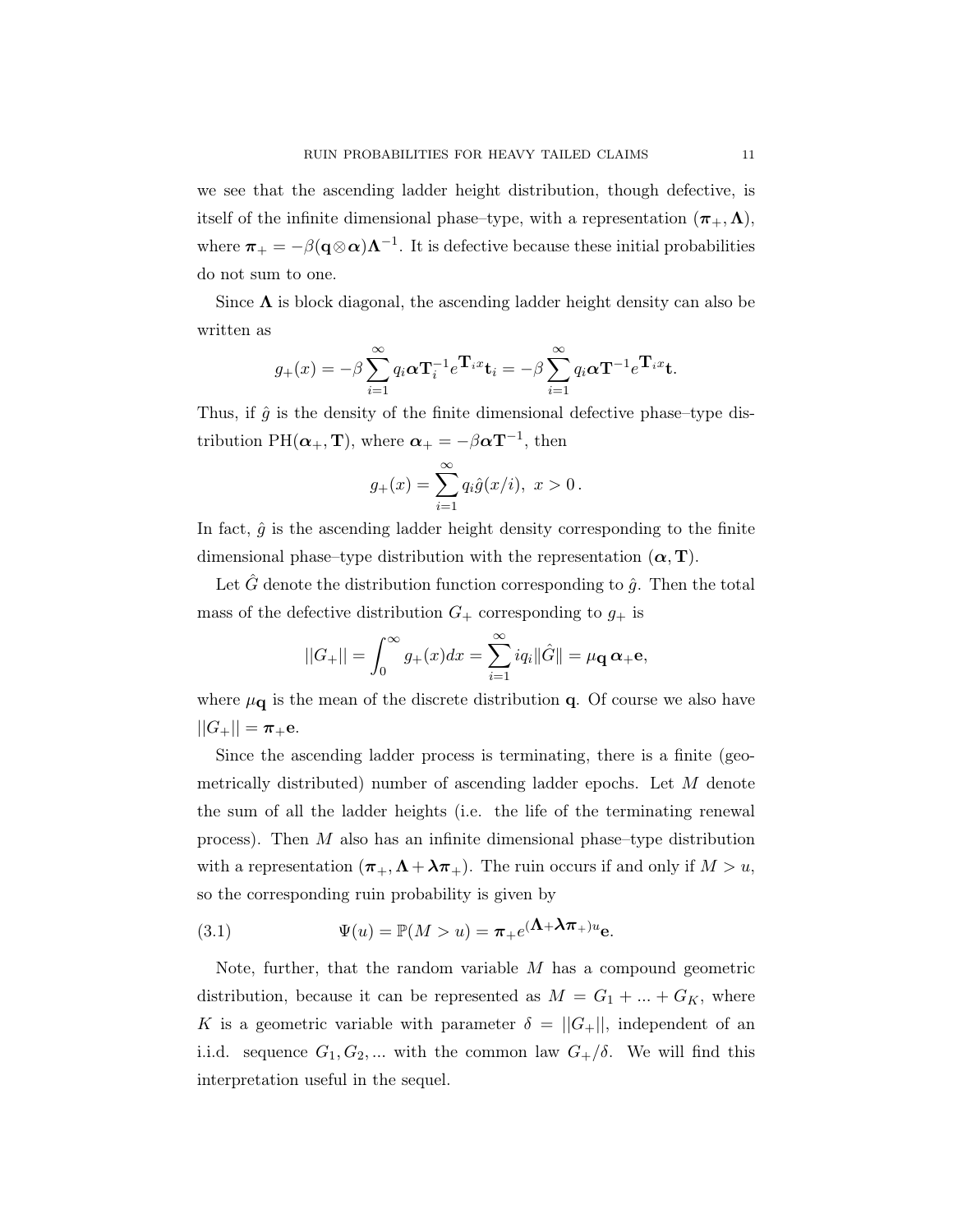we see that the ascending ladder height distribution, though defective, is itself of the infinite dimensional phase–type, with a representation $(\boldsymbol{\pi}_+, \boldsymbol{\Lambda})$, where $\boldsymbol{\pi}_+ = -\beta(\mathbf{q}\otimes\boldsymbol{\alpha})\boldsymbol{\Lambda}^{-1}$. It is defective because these initial probabilities do not sum to one.

Since $\boldsymbol{\Lambda}$ is block diagonal, the ascending ladder height density can also be written as

$$g_+(x) = -\beta \sum_{i=1}^{\infty} q_i \boldsymbol{\alpha}\mathbf{T}_i^{-1} e^{\mathbf{T}_i x}\mathbf{t}_i = -\beta \sum_{i=1}^{\infty} q_i \boldsymbol{\alpha}\mathbf{T}^{-1} e^{\mathbf{T}_i x}\mathbf{t}.$$

Thus, if $\hat{g}$ is the density of the finite dimensional defective phase–type distribution $\mathrm{PH}(\boldsymbol{\alpha}_+, \mathbf{T})$, where $\boldsymbol{\alpha}_+ = -\beta\boldsymbol{\alpha}\mathbf{T}^{-1}$, then

$$g_+(x) = \sum_{i=1}^{\infty} q_i \hat{g}(x/i),\ x > 0\,.$$

In fact, $\hat{g}$ is the ascending ladder height density corresponding to the finite dimensional phase–type distribution with the representation $(\boldsymbol{\alpha}, \mathbf{T})$.

Let $\hat{G}$ denote the distribution function corresponding to $\hat{g}$. Then the total mass of the defective distribution $G_+$ corresponding to $g_+$ is

$$||G_+|| = \int_0^{\infty} g_+(x)dx = \sum_{i=1}^{\infty} i q_i \|\hat{G}\| = \mu_{\mathbf{q}}\, \boldsymbol{\alpha}_+ \mathbf{e},$$

where $\mu_{\mathbf{q}}$ is the mean of the discrete distribution $\mathbf{q}$. Of course we also have $||G_+|| = \boldsymbol{\pi}_+\mathbf{e}$.

Since the ascending ladder process is terminating, there is a finite (geometrically distributed) number of ascending ladder epochs. Let $M$ denote the sum of all the ladder heights (i.e. the life of the terminating renewal process). Then $M$ also has an infinite dimensional phase–type distribution with a representation $(\boldsymbol{\pi}_+, \boldsymbol{\Lambda} + \boldsymbol{\lambda}\boldsymbol{\pi}_+)$. The ruin occurs if and only if $M > u$, so the corresponding ruin probability is given by

$$\Psi(u) = \mathbb{P}(M > u) = \boldsymbol{\pi}_+ e^{(\boldsymbol{\Lambda} + \boldsymbol{\lambda}\boldsymbol{\pi}_+)u}\mathbf{e}. \tag{3.1}$$

Note, further, that the random variable $M$ has a compound geometric distribution, because it can be represented as $M = G_1 + ... + G_K$, where $K$ is a geometric variable with parameter $\delta = ||G_+||$, independent of an i.i.d. sequence $G_1, G_2, ...$ with the common law $G_+/\delta$. We will find this interpretation useful in the sequel.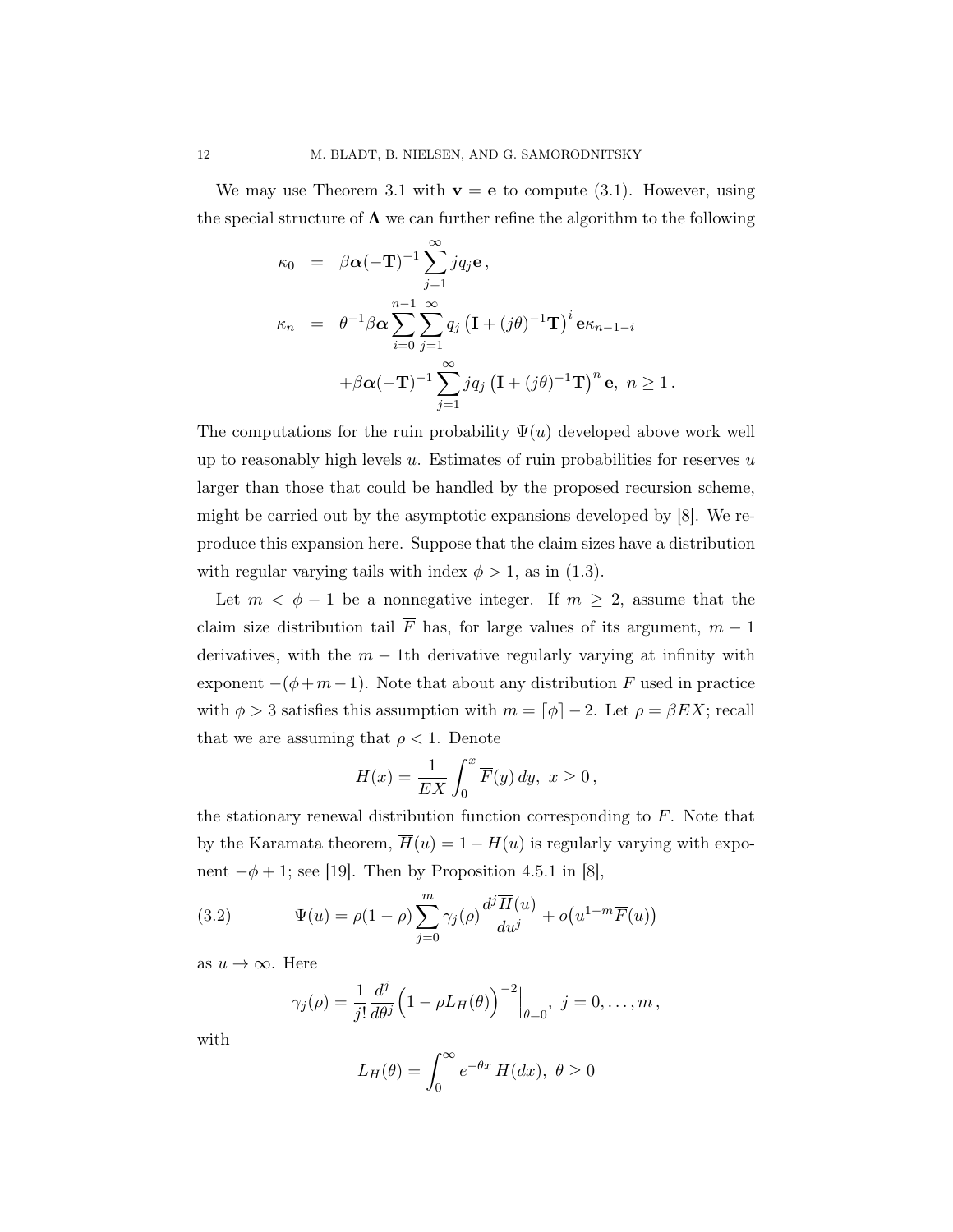We may use Theorem 3.1 with $\mathbf{v} = \mathbf{e}$ to compute (3.1). However, using the special structure of $\boldsymbol{\Lambda}$ we can further refine the algorithm to the following

$$
\begin{aligned}
\kappa_0 &= \beta \boldsymbol{\alpha}(-\mathbf{T})^{-1} \sum_{j=1}^{\infty} j q_j \mathbf{e}\,, \\
\kappa_n &= \theta^{-1} \beta \boldsymbol{\alpha} \sum_{i=0}^{n-1} \sum_{j=1}^{\infty} q_j \left(\mathbf{I} + (j\theta)^{-1}\mathbf{T}\right)^i \mathbf{e}\kappa_{n-1-i} \\
&\quad + \beta \boldsymbol{\alpha}(-\mathbf{T})^{-1} \sum_{j=1}^{\infty} j q_j \left(\mathbf{I} + (j\theta)^{-1}\mathbf{T}\right)^n \mathbf{e},\ n \geq 1\,.
\end{aligned}
$$

The computations for the ruin probability $\Psi(u)$ developed above work well up to reasonably high levels $u$. Estimates of ruin probabilities for reserves $u$ larger than those that could be handled by the proposed recursion scheme, might be carried out by the asymptotic expansions developed by [8]. We reproduce this expansion here. Suppose that the claim sizes have a distribution with regular varying tails with index $\phi > 1$, as in (1.3).

Let $m < \phi - 1$ be a nonnegative integer. If $m \geq 2$, assume that the claim size distribution tail $\overline{F}$ has, for large values of its argument, $m-1$ derivatives, with the $m-1$th derivative regularly varying at infinity with exponent $-(\phi+m-1)$. Note that about any distribution $F$ used in practice with $\phi > 3$ satisfies this assumption with $m = \lceil \phi \rceil - 2$. Let $\rho = \beta EX$; recall that we are assuming that $\rho < 1$. Denote

$$
H(x) = \frac{1}{EX} \int_0^x \overline{F}(y)\, dy,\ x \geq 0\,,
$$

the stationary renewal distribution function corresponding to $F$. Note that by the Karamata theorem, $\overline{H}(u) = 1 - H(u)$ is regularly varying with exponent $-\phi + 1$; see [19]. Then by Proposition 4.5.1 in [8],

$$
\Psi(u) = \rho(1-\rho) \sum_{j=0}^{m} \gamma_j(\rho) \frac{d^j \overline{H}(u)}{du^j} + o\big(u^{1-m}\overline{F}(u)\big) \tag{3.2}
$$

as $u \to \infty$. Here

$$
\gamma_j(\rho) = \frac{1}{j!} \frac{d^j}{d\theta^j} \Big(1 - \rho L_H(\theta)\Big)^{-2} \Big|_{\theta=0},\ j = 0, \ldots, m\,,
$$

with

$$
L_H(\theta) = \int_0^{\infty} e^{-\theta x}\, H(dx),\ \theta \geq 0
$$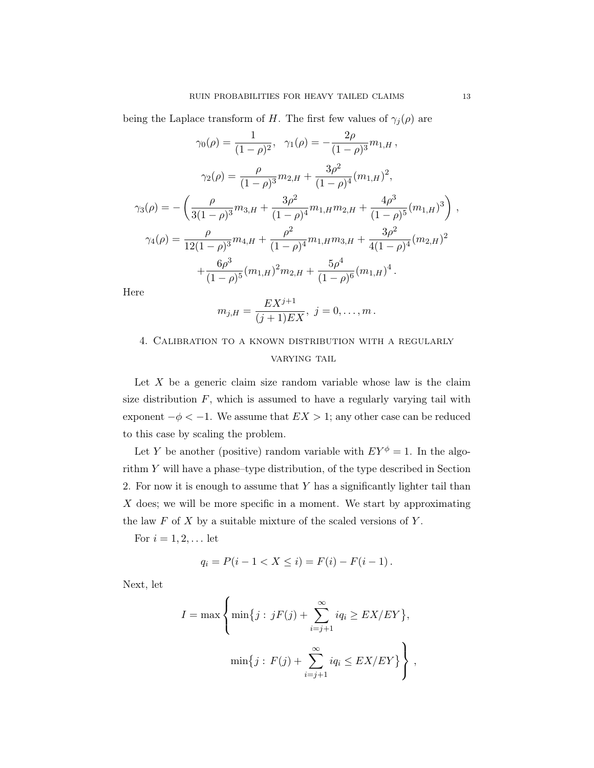being the Laplace transform of $H$. The first few values of $\gamma_j(\rho)$ are

$$\gamma_0(\rho) = \frac{1}{(1-\rho)^2}, \quad \gamma_1(\rho) = -\frac{2\rho}{(1-\rho)^3} m_{1,H} \,,$$

$$\gamma_2(\rho) = \frac{\rho}{(1-\rho)^3} m_{2,H} + \frac{3\rho^2}{(1-\rho)^4} (m_{1,H})^2,$$

$$\gamma_3(\rho) = -\left( \frac{\rho}{3(1-\rho)^3} m_{3,H} + \frac{3\rho^2}{(1-\rho)^4} m_{1,H} m_{2,H} + \frac{4\rho^3}{(1-\rho)^5} (m_{1,H})^3 \right) \,,$$

$$\gamma_4(\rho) = \frac{\rho}{12(1-\rho)^3} m_{4,H} + \frac{\rho^2}{(1-\rho)^4} m_{1,H} m_{3,H} + \frac{3\rho^2}{4(1-\rho)^4} (m_{2,H})^2$$
$$+ \frac{6\rho^3}{(1-\rho)^5} (m_{1,H})^2 m_{2,H} + \frac{5\rho^4}{(1-\rho)^6} (m_{1,H})^4 \,.$$

Here

$$m_{j,H} = \frac{EX^{j+1}}{(j+1)EX}, \; j = 0, \ldots, m \,.$$

## 4. Calibration to a known distribution with a regularly varying tail

Let $X$ be a generic claim size random variable whose law is the claim size distribution $F$, which is assumed to have a regularly varying tail with exponent $-\phi < -1$. We assume that $EX > 1$; any other case can be reduced to this case by scaling the problem.

Let $Y$ be another (positive) random variable with $EY^{\phi} = 1$. In the algorithm $Y$ will have a phase–type distribution, of the type described in Section 2. For now it is enough to assume that $Y$ has a significantly lighter tail than $X$ does; we will be more specific in a moment. We start by approximating the law $F$ of $X$ by a suitable mixture of the scaled versions of $Y$.

For $i = 1, 2, \ldots$ let

$$q_i = P(i-1 < X \leq i) = F(i) - F(i-1) \,.$$

Next, let

$$I = \max \left\{ \min\bigl\{ j : \, jF(j) + \sum_{i=j+1}^{\infty} i q_i \geq EX/EY \bigr\}, \right.$$
$$\left. \min\bigl\{ j : \, F(j) + \sum_{i=j+1}^{\infty} i q_i \leq EX/EY \bigr\} \right\} \,,$$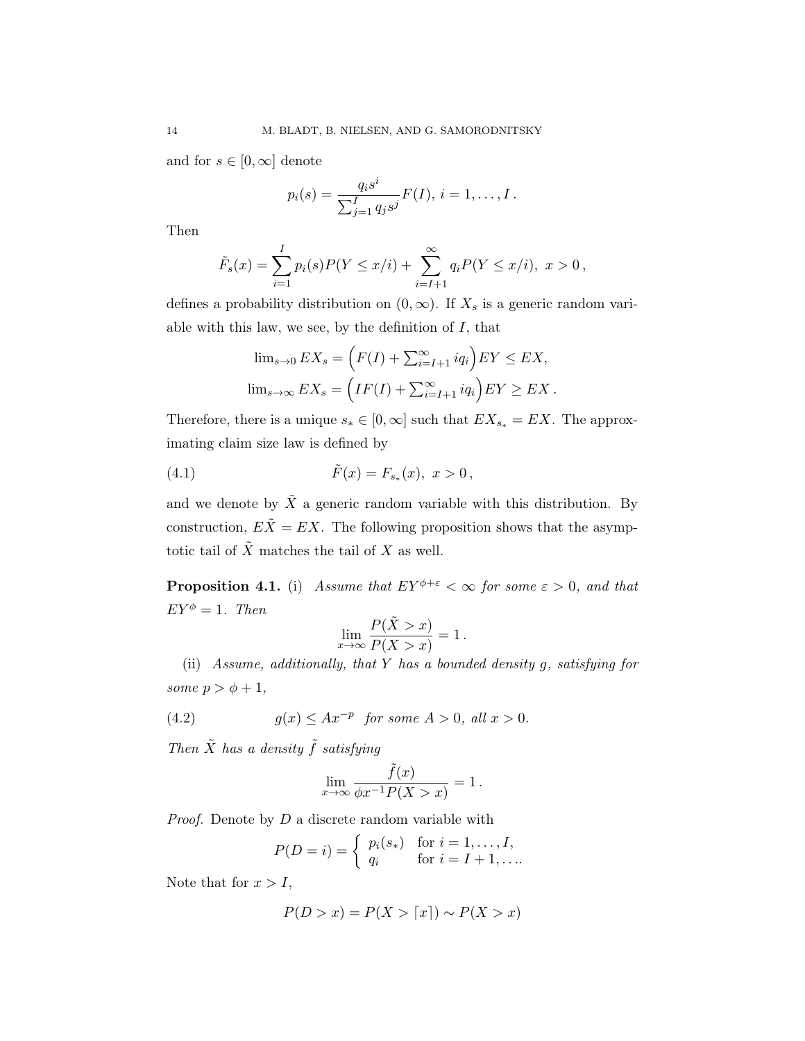and for $s \in [0, \infty]$ denote

$$p_i(s) = \frac{q_i s^i}{\sum_{j=1}^I q_j s^j} F(I),\ i = 1, \dots, I\,.$$

Then

$$\tilde{F}_s(x) = \sum_{i=1}^I p_i(s) P(Y \le x/i) + \sum_{i=I+1}^\infty q_i P(Y \le x/i),\ x > 0\,,$$

defines a probability distribution on $(0, \infty)$. If $X_s$ is a generic random variable with this law, we see, by the definition of $I$, that

$$\lim_{s \to 0} EX_s = \Big( F(I) + \sum_{i=I+1}^\infty i q_i \Big) EY \le EX,$$
$$\lim_{s \to \infty} EX_s = \Big( I F(I) + \sum_{i=I+1}^\infty i q_i \Big) EY \ge EX\,.$$

Therefore, there is a unique $s_* \in [0, \infty]$ such that $EX_{s_*} = EX$. The approximating claim size law is defined by

$$\tilde{F}(x) = F_{s_*}(x),\ x > 0\,, \tag{4.1}$$

and we denote by $\tilde{X}$ a generic random variable with this distribution. By construction, $E\tilde{X} = EX$. The following proposition shows that the asymptotic tail of $\tilde{X}$ matches the tail of $X$ as well.

**Proposition 4.1.** (i) *Assume that $EY^{\phi+\varepsilon} < \infty$ for some $\varepsilon > 0$, and that $EY^\phi = 1$. Then*

$$\lim_{x \to \infty} \frac{P(\tilde{X} > x)}{P(X > x)} = 1\,.$$

(ii) *Assume, additionally, that $Y$ has a bounded density $g$, satisfying for some $p > \phi + 1$,*

$$g(x) \le A x^{-p} \quad \text{for some } A > 0, \text{ all } x > 0. \tag{4.2}$$

*Then $\tilde{X}$ has a density $\tilde{f}$ satisfying*

$$\lim_{x \to \infty} \frac{\tilde{f}(x)}{\phi x^{-1} P(X > x)} = 1\,.$$

*Proof.* Denote by $D$ a discrete random variable with

$$P(D = i) = \begin{cases} p_i(s_*) & \text{for } i = 1, \dots, I, \\ q_i & \text{for } i = I+1, \dots. \end{cases}$$

Note that for $x > I$,

$$P(D > x) = P(X > \lceil x \rceil) \sim P(X > x)$$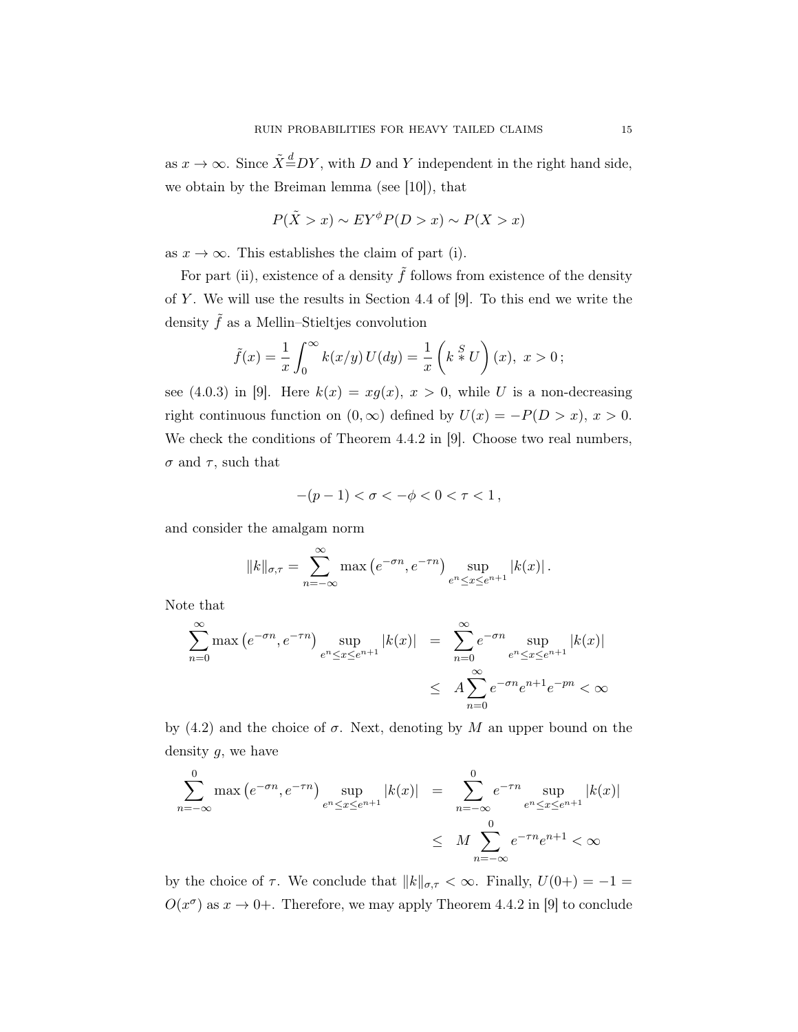as $x \to \infty$. Since $\tilde{X} \stackrel{d}{=} DY$, with $D$ and $Y$ independent in the right hand side, we obtain by the Breiman lemma (see [10]), that

$$P(\tilde{X} > x) \sim EY^{\phi} P(D > x) \sim P(X > x)$$

as $x \to \infty$. This establishes the claim of part (i).

For part (ii), existence of a density $\tilde{f}$ follows from existence of the density of $Y$. We will use the results in Section 4.4 of [9]. To this end we write the density $\tilde{f}$ as a Mellin–Stieltjes convolution

$$\tilde{f}(x) = \frac{1}{x} \int_0^\infty k(x/y)\, U(dy) = \frac{1}{x} \left( k \overset{S}{*} U \right)(x), \ x > 0 \,;$$

see (4.0.3) in [9]. Here $k(x) = xg(x)$, $x > 0$, while $U$ is a non-decreasing right continuous function on $(0, \infty)$ defined by $U(x) = -P(D > x)$, $x > 0$. We check the conditions of Theorem 4.4.2 in [9]. Choose two real numbers, $\sigma$ and $\tau$, such that

$$-(p-1) < \sigma < -\phi < 0 < \tau < 1 \,,$$

and consider the amalgam norm

$$\|k\|_{\sigma,\tau} = \sum_{n=-\infty}^{\infty} \max\left(e^{-\sigma n}, e^{-\tau n}\right) \sup_{e^n \le x \le e^{n+1}} |k(x)| \,.$$

Note that

$$\begin{aligned}
\sum_{n=0}^{\infty} \max\left(e^{-\sigma n}, e^{-\tau n}\right) \sup_{e^n \le x \le e^{n+1}} |k(x)| &= \sum_{n=0}^{\infty} e^{-\sigma n} \sup_{e^n \le x \le e^{n+1}} |k(x)| \\
&\le A \sum_{n=0}^{\infty} e^{-\sigma n} e^{n+1} e^{-pn} < \infty
\end{aligned}$$

by (4.2) and the choice of $\sigma$. Next, denoting by $M$ an upper bound on the density $g$, we have

$$\begin{aligned}
\sum_{n=-\infty}^{0} \max\left(e^{-\sigma n}, e^{-\tau n}\right) \sup_{e^n \le x \le e^{n+1}} |k(x)| &= \sum_{n=-\infty}^{0} e^{-\tau n} \sup_{e^n \le x \le e^{n+1}} |k(x)| \\
&\le M \sum_{n=-\infty}^{0} e^{-\tau n} e^{n+1} < \infty
\end{aligned}$$

by the choice of $\tau$. We conclude that $\|k\|_{\sigma,\tau} < \infty$. Finally, $U(0+) = -1 = O(x^{\sigma})$ as $x \to 0+$. Therefore, we may apply Theorem 4.4.2 in [9] to conclude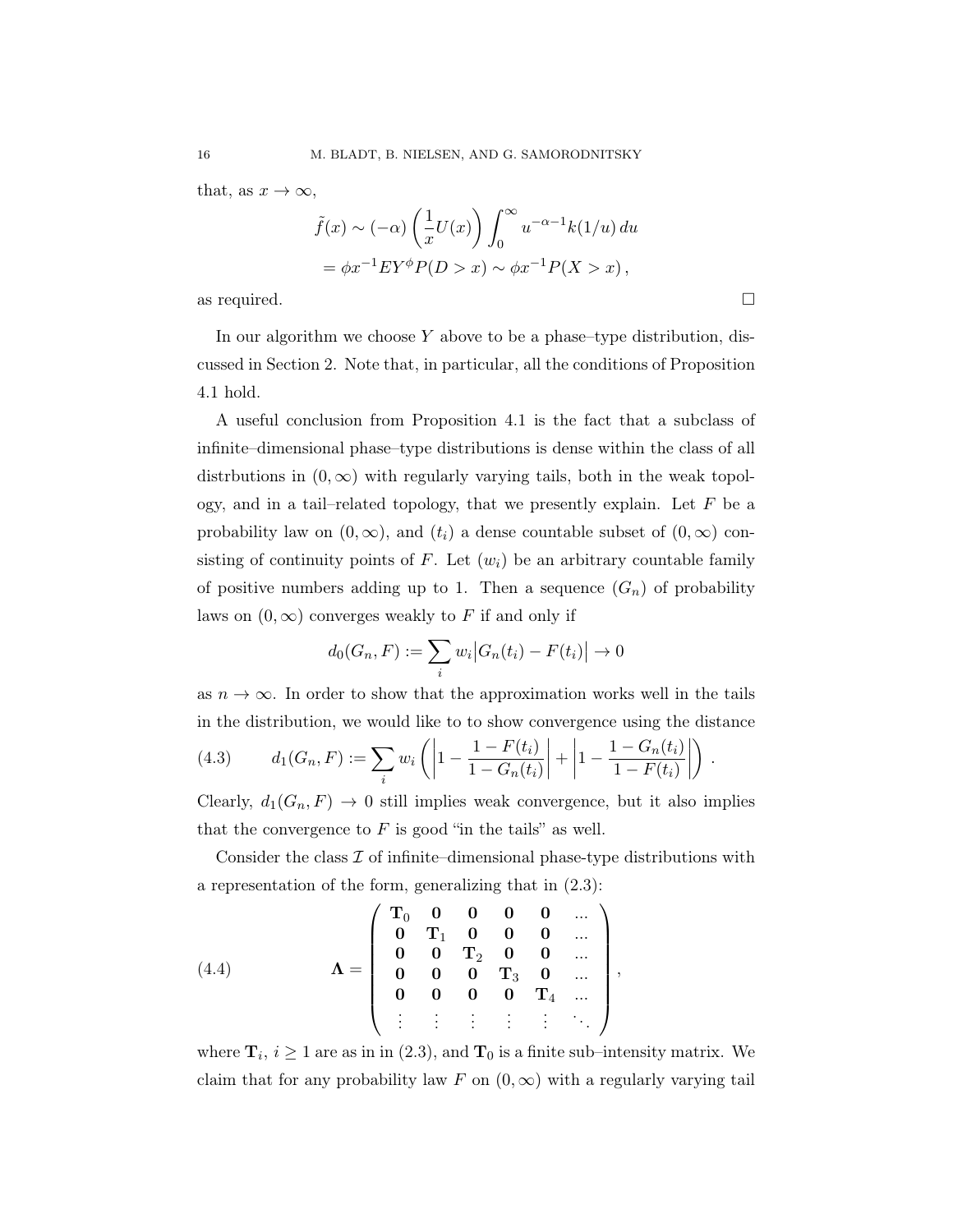that, as $x \to \infty$,

$$
\begin{aligned}
\tilde{f}(x) &\sim (-\alpha) \left( \frac{1}{x} U(x) \right) \int_0^\infty u^{-\alpha-1} k(1/u)\, du \\
&= \phi x^{-1} E Y^\phi P(D > x) \sim \phi x^{-1} P(X > x)\,,
\end{aligned}
$$

as required. □

In our algorithm we choose $Y$ above to be a phase–type distribution, discussed in Section 2. Note that, in particular, all the conditions of Proposition 4.1 hold.

A useful conclusion from Proposition 4.1 is the fact that a subclass of infinite–dimensional phase–type distributions is dense within the class of all distrbutions in $(0, \infty)$ with regularly varying tails, both in the weak topology, and in a tail–related topology, that we presently explain. Let $F$ be a probability law on $(0, \infty)$, and $(t_i)$ a dense countable subset of $(0, \infty)$ consisting of continuity points of $F$. Let $(w_i)$ be an arbitrary countable family of positive numbers adding up to 1. Then a sequence $(G_n)$ of probability laws on $(0, \infty)$ converges weakly to $F$ if and only if

$$
d_0(G_n, F) := \sum_i w_i \big| G_n(t_i) - F(t_i) \big| \to 0
$$

as $n \to \infty$. In order to show that the approximation works well in the tails in the distribution, we would like to to show convergence using the distance

$$
d_1(G_n, F) := \sum_i w_i \left( \left| 1 - \frac{1 - F(t_i)}{1 - G_n(t_i)} \right| + \left| 1 - \frac{1 - G_n(t_i)}{1 - F(t_i)} \right| \right)\,. \tag{4.3}
$$

Clearly, $d_1(G_n, F) \to 0$ still implies weak convergence, but it also implies that the convergence to $F$ is good "in the tails" as well.

Consider the class $\mathcal{I}$ of infinite–dimensional phase-type distributions with a representation of the form, generalizing that in (2.3):

$$
\mathbf{\Lambda} = \begin{pmatrix}
\mathbf{T}_0 & \mathbf{0} & \mathbf{0} & \mathbf{0} & \mathbf{0} & \dots \\
\mathbf{0} & \mathbf{T}_1 & \mathbf{0} & \mathbf{0} & \mathbf{0} & \dots \\
\mathbf{0} & \mathbf{0} & \mathbf{T}_2 & \mathbf{0} & \mathbf{0} & \dots \\
\mathbf{0} & \mathbf{0} & \mathbf{0} & \mathbf{T}_3 & \mathbf{0} & \dots \\
\mathbf{0} & \mathbf{0} & \mathbf{0} & \mathbf{0} & \mathbf{T}_4 & \dots \\
\vdots & \vdots & \vdots & \vdots & \vdots & \ddots
\end{pmatrix}, \tag{4.4}
$$

where $\mathbf{T}_i$, $i \geq 1$ are as in in (2.3), and $\mathbf{T}_0$ is a finite sub–intensity matrix. We claim that for any probability law $F$ on $(0, \infty)$ with a regularly varying tail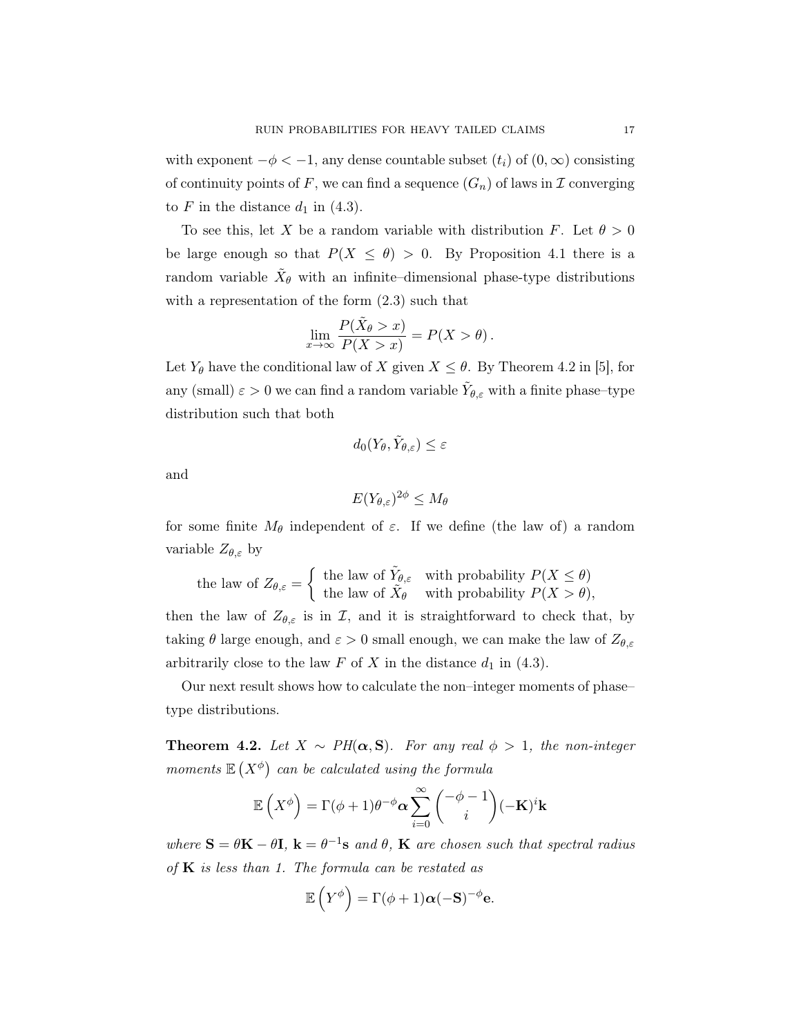with exponent $-\phi < -1$, any dense countable subset $(t_i)$ of $(0, \infty)$ consisting of continuity points of $F$, we can find a sequence $(G_n)$ of laws in $\mathcal{I}$ converging to $F$ in the distance $d_1$ in (4.3).

To see this, let $X$ be a random variable with distribution $F$. Let $\theta > 0$ be large enough so that $P(X \leq \theta) > 0$. By Proposition 4.1 there is a random variable $\tilde{X}_\theta$ with an infinite–dimensional phase-type distributions with a representation of the form (2.3) such that

$$\lim_{x \to \infty} \frac{P(\tilde{X}_\theta > x)}{P(X > x)} = P(X > \theta)\,.$$

Let $Y_\theta$ have the conditional law of $X$ given $X \leq \theta$. By Theorem 4.2 in [5], for any (small) $\varepsilon > 0$ we can find a random variable $\tilde{Y}_{\theta,\varepsilon}$ with a finite phase–type distribution such that both

$$d_0(Y_\theta, \tilde{Y}_{\theta,\varepsilon}) \leq \varepsilon$$

and

$$E(Y_{\theta,\varepsilon})^{2\phi} \leq M_\theta$$

for some finite $M_\theta$ independent of $\varepsilon$. If we define (the law of) a random variable $Z_{\theta,\varepsilon}$ by

$$\text{the law of } Z_{\theta,\varepsilon} = \begin{cases} \text{the law of } \tilde{Y}_{\theta,\varepsilon} & \text{with probability } P(X \leq \theta) \\ \text{the law of } \tilde{X}_\theta & \text{with probability } P(X > \theta), \end{cases}$$

then the law of $Z_{\theta,\varepsilon}$ is in $\mathcal{I}$, and it is straightforward to check that, by taking $\theta$ large enough, and $\varepsilon > 0$ small enough, we can make the law of $Z_{\theta,\varepsilon}$ arbitrarily close to the law $F$ of $X$ in the distance $d_1$ in (4.3).

Our next result shows how to calculate the non–integer moments of phase–type distributions.

**Theorem 4.2.** *Let $X \sim PH(\boldsymbol{\alpha}, \mathbf{S})$. For any real $\phi > 1$, the non-integer moments $\mathbb{E}\left(X^\phi\right)$ can be calculated using the formula*

$$\mathbb{E}\left(X^\phi\right) = \Gamma(\phi + 1)\theta^{-\phi}\boldsymbol{\alpha}\sum_{i=0}^{\infty}\binom{-\phi-1}{i}(-\mathbf{K})^i\mathbf{k}$$

*where $\mathbf{S} = \theta\mathbf{K} - \theta\mathbf{I}$, $\mathbf{k} = \theta^{-1}\mathbf{s}$ and $\theta$, $\mathbf{K}$ are chosen such that spectral radius of $\mathbf{K}$ is less than 1. The formula can be restated as*

$$\mathbb{E}\left(Y^\phi\right) = \Gamma(\phi + 1)\boldsymbol{\alpha}(-\mathbf{S})^{-\phi}\mathbf{e}.$$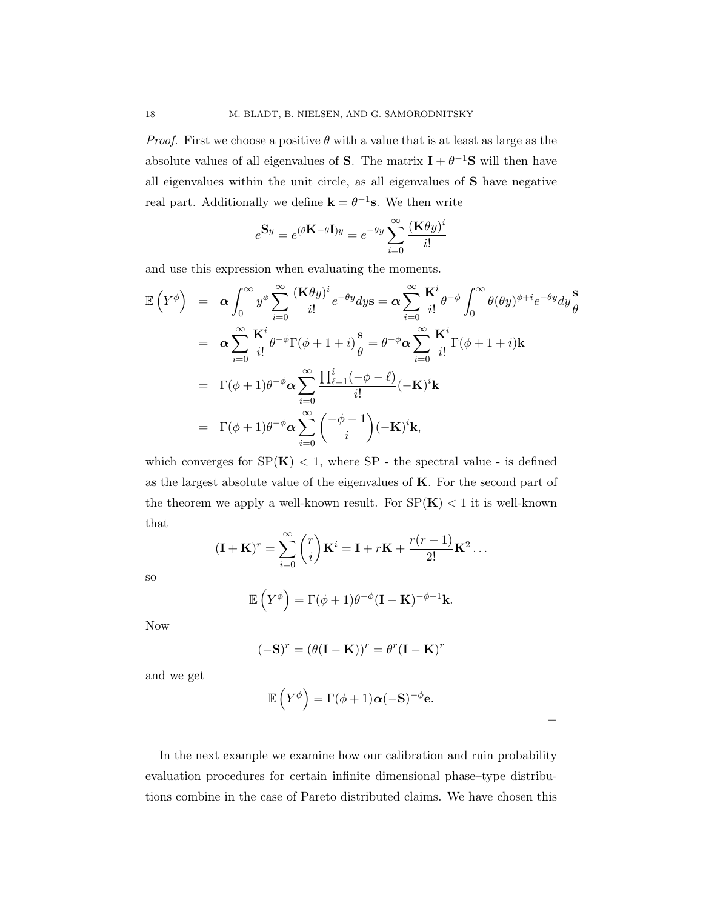*Proof.* First we choose a positive $\theta$ with a value that is at least as large as the absolute values of all eigenvalues of $\mathbf{S}$. The matrix $\mathbf{I} + \theta^{-1}\mathbf{S}$ will then have all eigenvalues within the unit circle, as all eigenvalues of $\mathbf{S}$ have negative real part. Additionally we define $\mathbf{k} = \theta^{-1}\mathbf{s}$. We then write

$$e^{\mathbf{S}y} = e^{(\theta\mathbf{K}-\theta\mathbf{I})y} = e^{-\theta y}\sum_{i=0}^{\infty}\frac{(\mathbf{K}\theta y)^i}{i!}$$

and use this expression when evaluating the moments.

$$\begin{aligned}
\mathbb{E}\left(Y^{\phi}\right) &= \boldsymbol{\alpha}\int_0^{\infty} y^{\phi}\sum_{i=0}^{\infty}\frac{(\mathbf{K}\theta y)^i}{i!}e^{-\theta y}dy\mathbf{s} = \boldsymbol{\alpha}\sum_{i=0}^{\infty}\frac{\mathbf{K}^i}{i!}\theta^{-\phi}\int_0^{\infty}\theta(\theta y)^{\phi+i}e^{-\theta y}dy\frac{\mathbf{s}}{\theta} \\
&= \boldsymbol{\alpha}\sum_{i=0}^{\infty}\frac{\mathbf{K}^i}{i!}\theta^{-\phi}\Gamma(\phi+1+i)\frac{\mathbf{s}}{\theta} = \theta^{-\phi}\boldsymbol{\alpha}\sum_{i=0}^{\infty}\frac{\mathbf{K}^i}{i!}\Gamma(\phi+1+i)\mathbf{k} \\
&= \Gamma(\phi+1)\theta^{-\phi}\boldsymbol{\alpha}\sum_{i=0}^{\infty}\frac{\prod_{\ell=1}^{i}(-\phi-\ell)}{i!}(-\mathbf{K})^i\mathbf{k} \\
&= \Gamma(\phi+1)\theta^{-\phi}\boldsymbol{\alpha}\sum_{i=0}^{\infty}\binom{-\phi-1}{i}(-\mathbf{K})^i\mathbf{k},
\end{aligned}$$

which converges for $\mathrm{SP}(\mathbf{K}) < 1$, where SP - the spectral value - is defined as the largest absolute value of the eigenvalues of $\mathbf{K}$. For the second part of the theorem we apply a well-known result. For $\mathrm{SP}(\mathbf{K}) < 1$ it is well-known that

$$(\mathbf{I}+\mathbf{K})^r = \sum_{i=0}^{\infty}\binom{r}{i}\mathbf{K}^i = \mathbf{I} + r\mathbf{K} + \frac{r(r-1)}{2!}\mathbf{K}^2\dots$$

so

$$\mathbb{E}\left(Y^{\phi}\right) = \Gamma(\phi+1)\theta^{-\phi}(\mathbf{I}-\mathbf{K})^{-\phi-1}\mathbf{k}.$$

Now

$$(-\mathbf{S})^r = (\theta(\mathbf{I}-\mathbf{K}))^r = \theta^r(\mathbf{I}-\mathbf{K})^r$$

and we get

$$\mathbb{E}\left(Y^{\phi}\right) = \Gamma(\phi+1)\boldsymbol{\alpha}(-\mathbf{S})^{-\phi}\mathbf{e}.$$

□

In the next example we examine how our calibration and ruin probability evaluation procedures for certain infinite dimensional phase–type distributions combine in the case of Pareto distributed claims. We have chosen this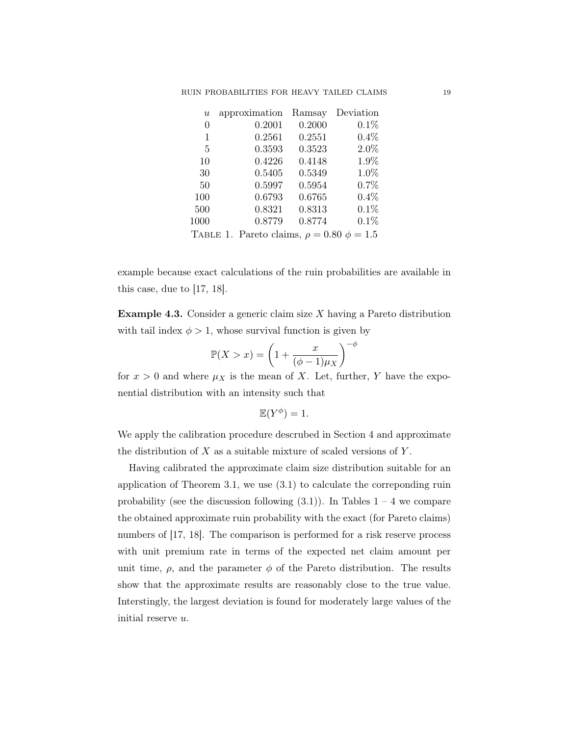| $u$ | approximation | Ramsay | Deviation |
|---|---|---|---|
| 0 | 0.2001 | 0.2000 | 0.1% |
| 1 | 0.2561 | 0.2551 | 0.4% |
| 5 | 0.3593 | 0.3523 | 2.0% |
| 10 | 0.4226 | 0.4148 | 1.9% |
| 30 | 0.5405 | 0.5349 | 1.0% |
| 50 | 0.5997 | 0.5954 | 0.7% |
| 100 | 0.6793 | 0.6765 | 0.4% |
| 500 | 0.8321 | 0.8313 | 0.1% |
| 1000 | 0.8779 | 0.8774 | 0.1% |

TABLE 1. Pareto claims, $\rho = 0.80$ $\phi = 1.5$

example because exact calculations of the ruin probabilities are available in this case, due to [17, 18].

**Example 4.3.** Consider a generic claim size $X$ having a Pareto distribution with tail index $\phi > 1$, whose survival function is given by

$$\mathbb{P}(X > x) = \left(1 + \frac{x}{(\phi - 1)\mu_X}\right)^{-\phi}$$

for $x > 0$ and where $\mu_X$ is the mean of $X$. Let, further, $Y$ have the exponential distribution with an intensity such that

$$\mathbb{E}(Y^{\phi}) = 1.$$

We apply the calibration procedure descrubed in Section 4 and approximate the distribution of $X$ as a suitable mixture of scaled versions of $Y$.

Having calibrated the approximate claim size distribution suitable for an application of Theorem 3.1, we use (3.1) to calculate the correponding ruin probability (see the discussion following (3.1)). In Tables 1 – 4 we compare the obtained approximate ruin probability with the exact (for Pareto claims) numbers of [17, 18]. The comparison is performed for a risk reserve process with unit premium rate in terms of the expected net claim amount per unit time, $\rho$, and the parameter $\phi$ of the Pareto distribution. The results show that the approximate results are reasonably close to the true value. Interstingly, the largest deviation is found for moderately large values of the initial reserve $u$.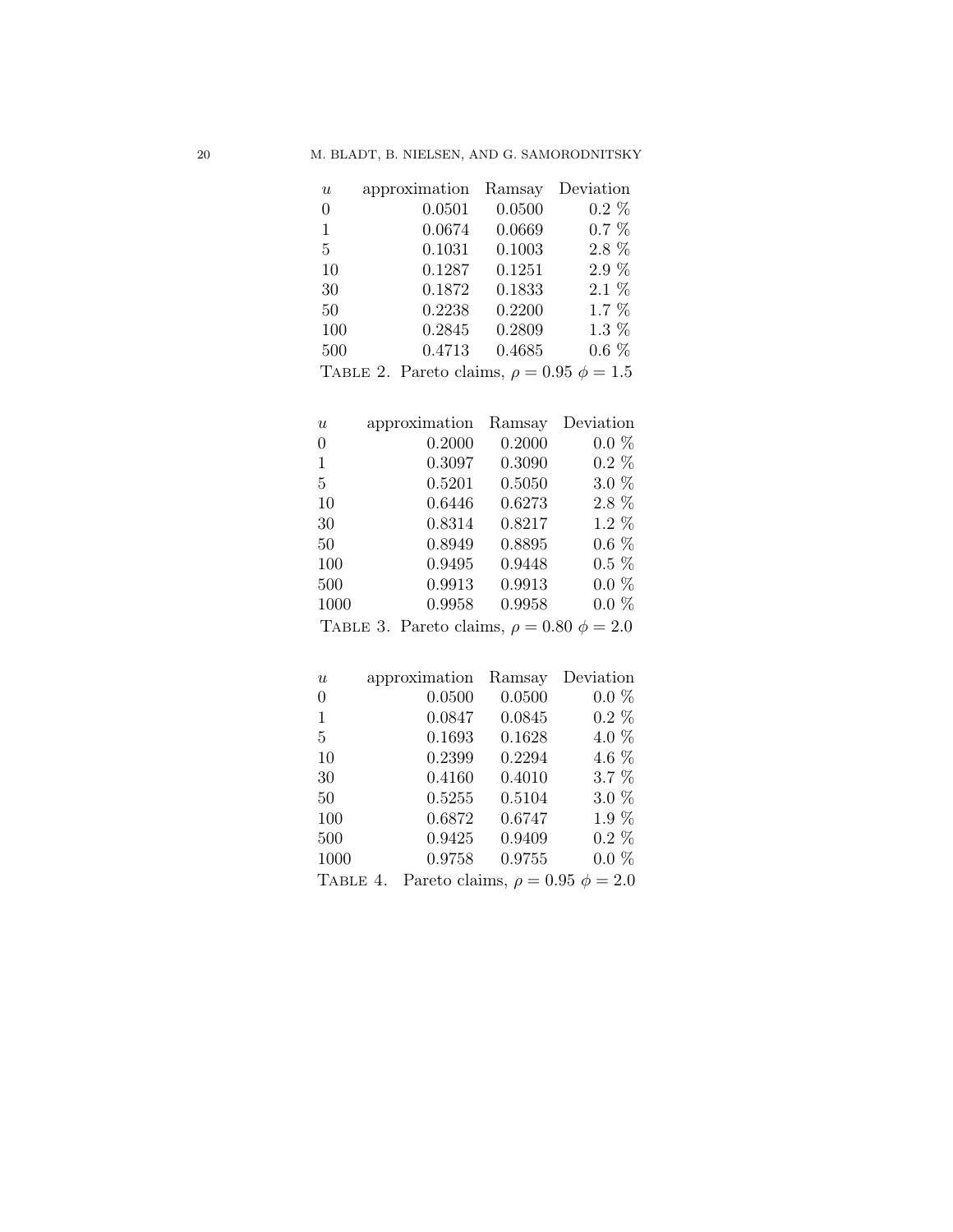| $u$ | approximation | Ramsay | Deviation |
|---|---|---|---|
| 0 | 0.0501 | 0.0500 | 0.2 % |
| 1 | 0.0674 | 0.0669 | 0.7 % |
| 5 | 0.1031 | 0.1003 | 2.8 % |
| 10 | 0.1287 | 0.1251 | 2.9 % |
| 30 | 0.1872 | 0.1833 | 2.1 % |
| 50 | 0.2238 | 0.2200 | 1.7 % |
| 100 | 0.2845 | 0.2809 | 1.3 % |
| 500 | 0.4713 | 0.4685 | 0.6 % |

TABLE 2. Pareto claims, $\rho = 0.95$ $\phi = 1.5$

| $u$ | approximation | Ramsay | Deviation |
|---|---|---|---|
| 0 | 0.2000 | 0.2000 | 0.0 % |
| 1 | 0.3097 | 0.3090 | 0.2 % |
| 5 | 0.5201 | 0.5050 | 3.0 % |
| 10 | 0.6446 | 0.6273 | 2.8 % |
| 30 | 0.8314 | 0.8217 | 1.2 % |
| 50 | 0.8949 | 0.8895 | 0.6 % |
| 100 | 0.9495 | 0.9448 | 0.5 % |
| 500 | 0.9913 | 0.9913 | 0.0 % |
| 1000 | 0.9958 | 0.9958 | 0.0 % |

TABLE 3. Pareto claims, $\rho = 0.80$ $\phi = 2.0$

| $u$ | approximation | Ramsay | Deviation |
|---|---|---|---|
| 0 | 0.0500 | 0.0500 | 0.0 % |
| 1 | 0.0847 | 0.0845 | 0.2 % |
| 5 | 0.1693 | 0.1628 | 4.0 % |
| 10 | 0.2399 | 0.2294 | 4.6 % |
| 30 | 0.4160 | 0.4010 | 3.7 % |
| 50 | 0.5255 | 0.5104 | 3.0 % |
| 100 | 0.6872 | 0.6747 | 1.9 % |
| 500 | 0.9425 | 0.9409 | 0.2 % |
| 1000 | 0.9758 | 0.9755 | 0.0 % |

TABLE 4. Pareto claims, $\rho = 0.95$ $\phi = 2.0$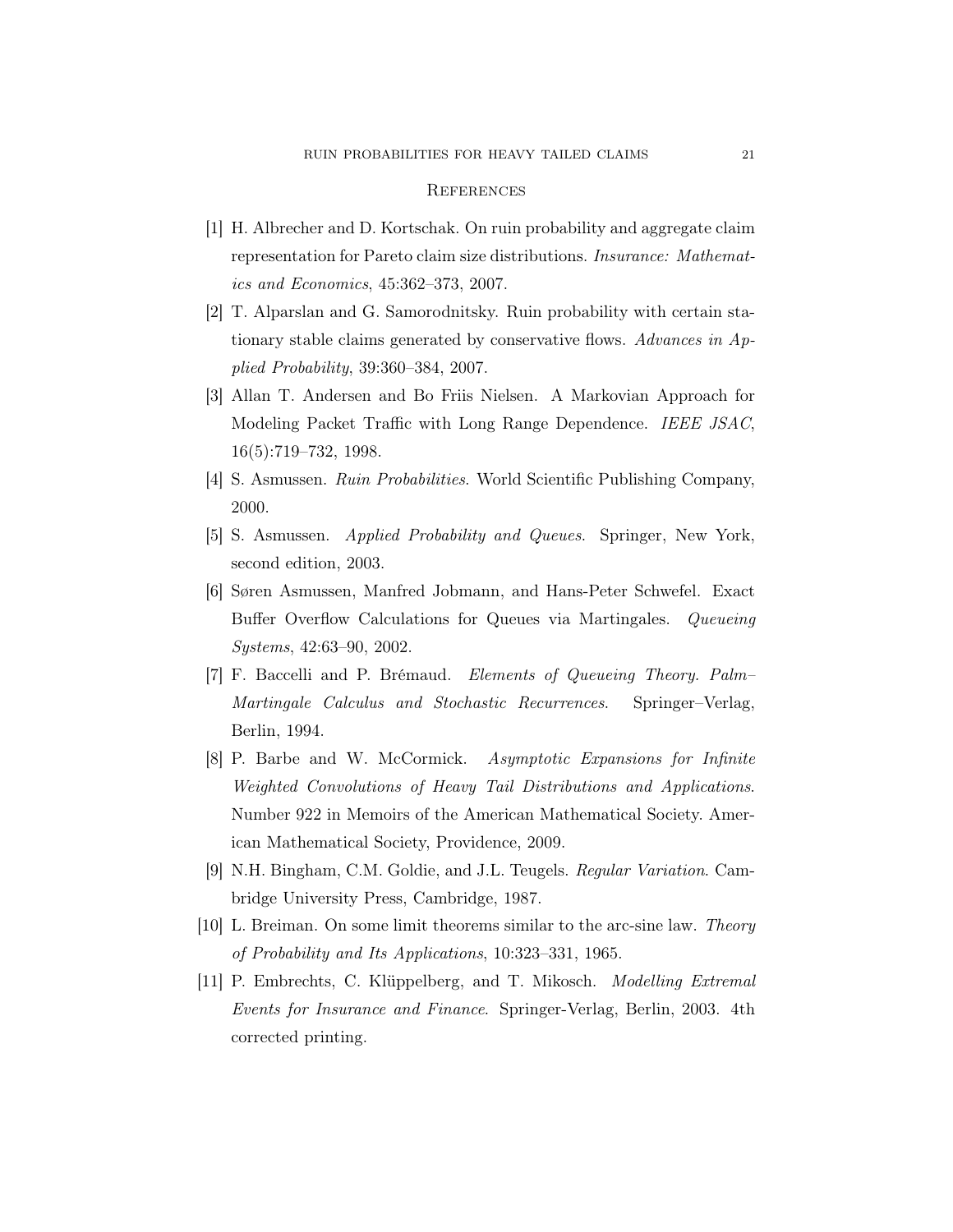## References

[1] H. Albrecher and D. Kortschak. On ruin probability and aggregate claim representation for Pareto claim size distributions. *Insurance: Mathematics and Economics*, 45:362–373, 2007.

[2] T. Alparslan and G. Samorodnitsky. Ruin probability with certain stationary stable claims generated by conservative flows. *Advances in Applied Probability*, 39:360–384, 2007.

[3] Allan T. Andersen and Bo Friis Nielsen. A Markovian Approach for Modeling Packet Traffic with Long Range Dependence. *IEEE JSAC*, 16(5):719–732, 1998.

[4] S. Asmussen. *Ruin Probabilities*. World Scientific Publishing Company, 2000.

[5] S. Asmussen. *Applied Probability and Queues*. Springer, New York, second edition, 2003.

[6] Søren Asmussen, Manfred Jobmann, and Hans-Peter Schwefel. Exact Buffer Overflow Calculations for Queues via Martingales. *Queueing Systems*, 42:63–90, 2002.

[7] F. Baccelli and P. Brémaud. *Elements of Queueing Theory. Palm–Martingale Calculus and Stochastic Recurrences.* Springer–Verlag, Berlin, 1994.

[8] P. Barbe and W. McCormick. *Asymptotic Expansions for Infinite Weighted Convolutions of Heavy Tail Distributions and Applications*. Number 922 in Memoirs of the American Mathematical Society. American Mathematical Society, Providence, 2009.

[9] N.H. Bingham, C.M. Goldie, and J.L. Teugels. *Regular Variation*. Cambridge University Press, Cambridge, 1987.

[10] L. Breiman. On some limit theorems similar to the arc-sine law. *Theory of Probability and Its Applications*, 10:323–331, 1965.

[11] P. Embrechts, C. Klüppelberg, and T. Mikosch. *Modelling Extremal Events for Insurance and Finance*. Springer-Verlag, Berlin, 2003. 4th corrected printing.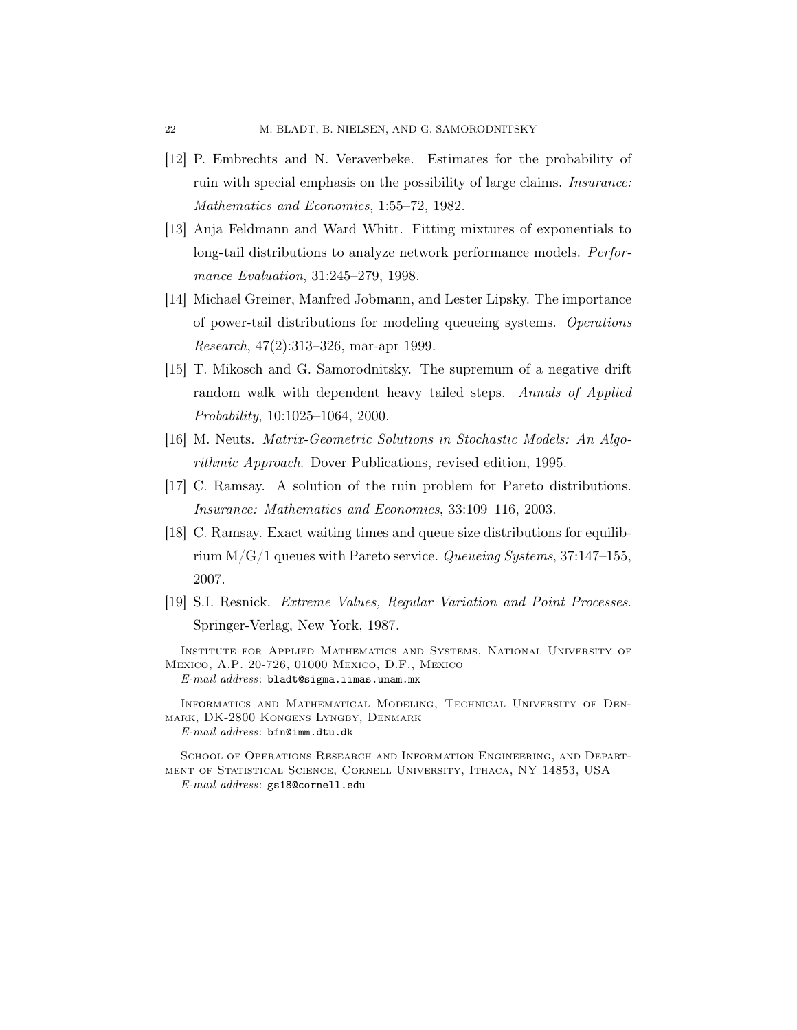[12] P. Embrechts and N. Veraverbeke. Estimates for the probability of ruin with special emphasis on the possibility of large claims. *Insurance: Mathematics and Economics*, 1:55–72, 1982.

[13] Anja Feldmann and Ward Whitt. Fitting mixtures of exponentials to long-tail distributions to analyze network performance models. *Performance Evaluation*, 31:245–279, 1998.

[14] Michael Greiner, Manfred Jobmann, and Lester Lipsky. The importance of power-tail distributions for modeling queueing systems. *Operations Research*, 47(2):313–326, mar-apr 1999.

[15] T. Mikosch and G. Samorodnitsky. The supremum of a negative drift random walk with dependent heavy–tailed steps. *Annals of Applied Probability*, 10:1025–1064, 2000.

[16] M. Neuts. *Matrix-Geometric Solutions in Stochastic Models: An Algorithmic Approach*. Dover Publications, revised edition, 1995.

[17] C. Ramsay. A solution of the ruin problem for Pareto distributions. *Insurance: Mathematics and Economics*, 33:109–116, 2003.

[18] C. Ramsay. Exact waiting times and queue size distributions for equilibrium M/G/1 queues with Pareto service. *Queueing Systems*, 37:147–155, 2007.

[19] S.I. Resnick. *Extreme Values, Regular Variation and Point Processes*. Springer-Verlag, New York, 1987.

Institute for Applied Mathematics and Systems, National University of Mexico, A.P. 20-726, 01000 Mexico, D.F., Mexico
*E-mail address*: bladt@sigma.iimas.unam.mx

Informatics and Mathematical Modeling, Technical University of Denmark, DK-2800 Kongens Lyngby, Denmark
*E-mail address*: bfn@imm.dtu.dk

School of Operations Research and Information Engineering, and Department of Statistical Science, Cornell University, Ithaca, NY 14853, USA
*E-mail address*: gs18@cornell.edu